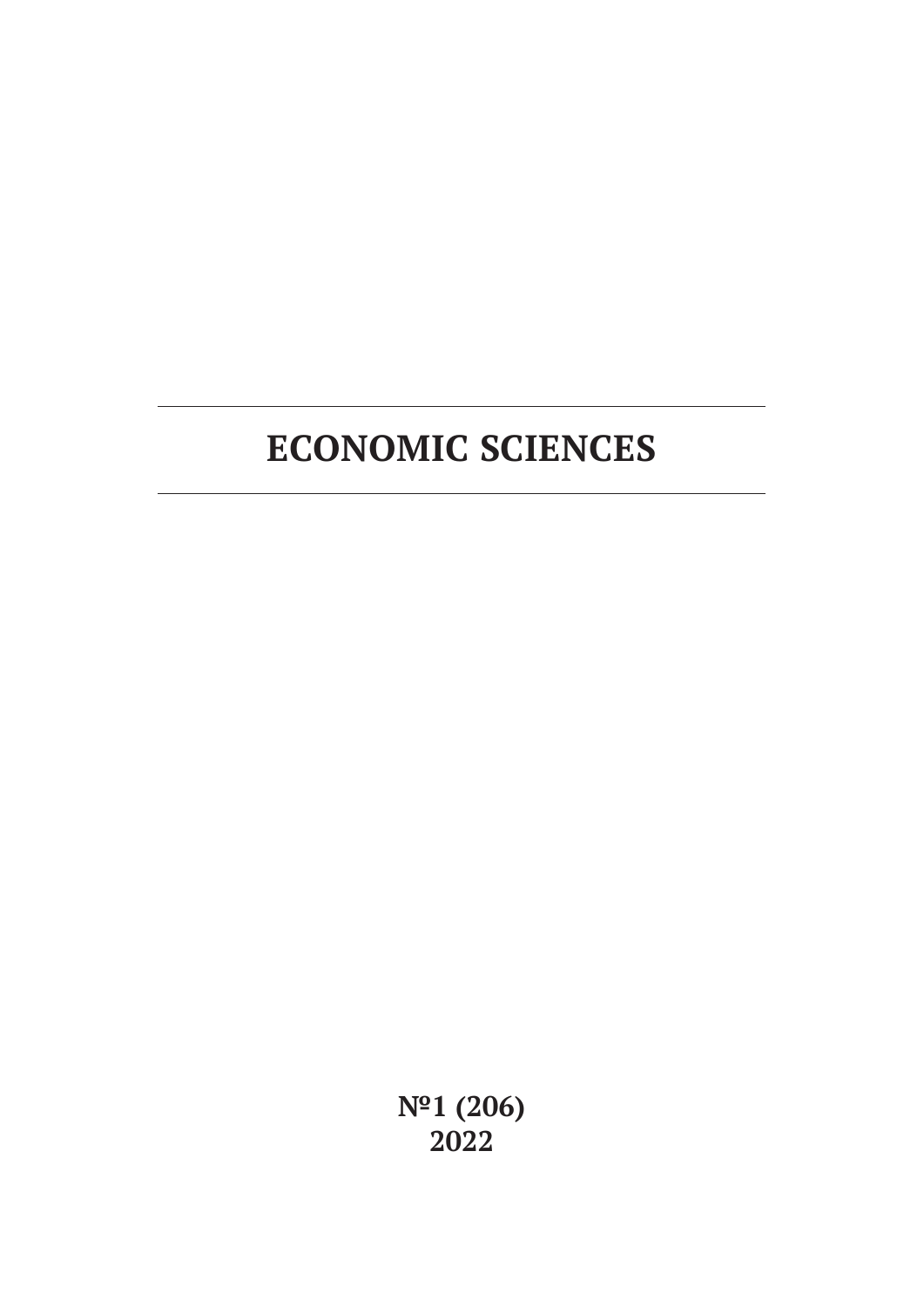# ECONOMIC SCIENCES

**№1 (206)**
**2022**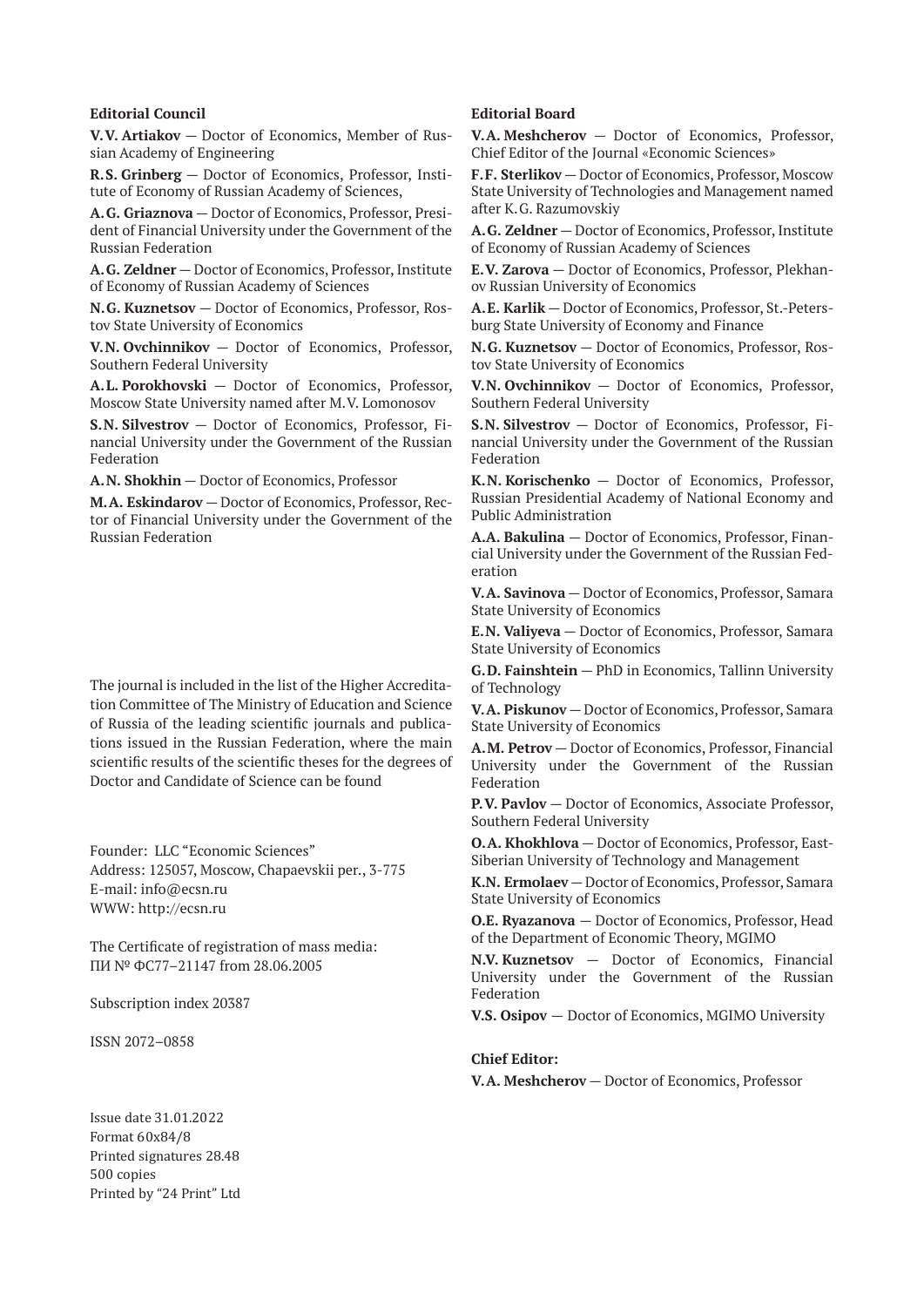**Editorial Council**

**V.V. Artiakov** — Doctor of Economics, Member of Russian Academy of Engineering

**R.S. Grinberg** — Doctor of Economics, Professor, Institute of Economy of Russian Academy of Sciences,

**A.G. Griaznova** — Doctor of Economics, Professor, President of Financial University under the Government of the Russian Federation

**A.G. Zeldner** — Doctor of Economics, Professor, Institute of Economy of Russian Academy of Sciences

**N.G. Kuznetsov** — Doctor of Economics, Professor, Rostov State University of Economics

**V.N. Ovchinnikov** — Doctor of Economics, Professor, Southern Federal University

**A.L. Porokhovski** — Doctor of Economics, Professor, Moscow State University named after M.V. Lomonosov

**S.N. Silvestrov** — Doctor of Economics, Professor, Financial University under the Government of the Russian Federation

**A.N. Shokhin** — Doctor of Economics, Professor

**M.A. Eskindarov** — Doctor of Economics, Professor, Rector of Financial University under the Government of the Russian Federation

The journal is included in the list of the Higher Accreditation Committee of The Ministry of Education and Science of Russia of the leading scientific journals and publications issued in the Russian Federation, where the main scientific results of the scientific theses for the degrees of Doctor and Candidate of Science can be found

Founder: LLC "Economic Sciences"
Address: 125057, Moscow, Chapaevskii per., 3-775
E-mail: info@ecsn.ru
WWW: http://ecsn.ru

The Certificate of registration of mass media:
ПИ № ФС77–21147 from 28.06.2005

Subscription index 20387

ISSN 2072–0858

Issue date 31.01.2022
Format 60x84/8
Printed signatures 28.48
500 copies
Printed by "24 Print" Ltd

**Editorial Board**

**V.A. Meshcherov** — Doctor of Economics, Professor, Chief Editor of the Journal «Economic Sciences»

**F.F. Sterlikov** — Doctor of Economics, Professor, Moscow State University of Technologies and Management named after K.G. Razumovskiy

**A.G. Zeldner** — Doctor of Economics, Professor, Institute of Economy of Russian Academy of Sciences

**E.V. Zarova** — Doctor of Economics, Professor, Plekhanov Russian University of Economics

**A.E. Karlik** — Doctor of Economics, Professor, St.-Petersburg State University of Economy and Finance

**N.G. Kuznetsov** — Doctor of Economics, Professor, Rostov State University of Economics

**V.N. Ovchinnikov** — Doctor of Economics, Professor, Southern Federal University

**S.N. Silvestrov** — Doctor of Economics, Professor, Financial University under the Government of the Russian Federation

**K.N. Korischenko** — Doctor of Economics, Professor, Russian Presidential Academy of National Economy and Public Administration

**A.A. Bakulina** — Doctor of Economics, Professor, Financial University under the Government of the Russian Federation

**V.A. Savinova** — Doctor of Economics, Professor, Samara State University of Economics

**E.N. Valiyeva** — Doctor of Economics, Professor, Samara State University of Economics

**G.D. Fainshtein** — PhD in Economics, Tallinn University of Technology

**V.A. Piskunov** — Doctor of Economics, Professor, Samara State University of Economics

**A.M. Petrov** — Doctor of Economics, Professor, Financial University under the Government of the Russian Federation

**P.V. Pavlov** — Doctor of Economics, Associate Professor, Southern Federal University

**O.A. Khokhlova** — Doctor of Economics, Professor, East-Siberian University of Technology and Management

**K.N. Ermolaev** — Doctor of Economics, Professor, Samara State University of Economics

**O.E. Ryazanova** — Doctor of Economics, Professor, Head of the Department of Economic Theory, MGIMO

**N.V. Kuznetsov** — Doctor of Economics, Financial University under the Government of the Russian Federation

**V.S. Osipov** — Doctor of Economics, MGIMO University

**Chief Editor:**

**V.A. Meshcherov** — Doctor of Economics, Professor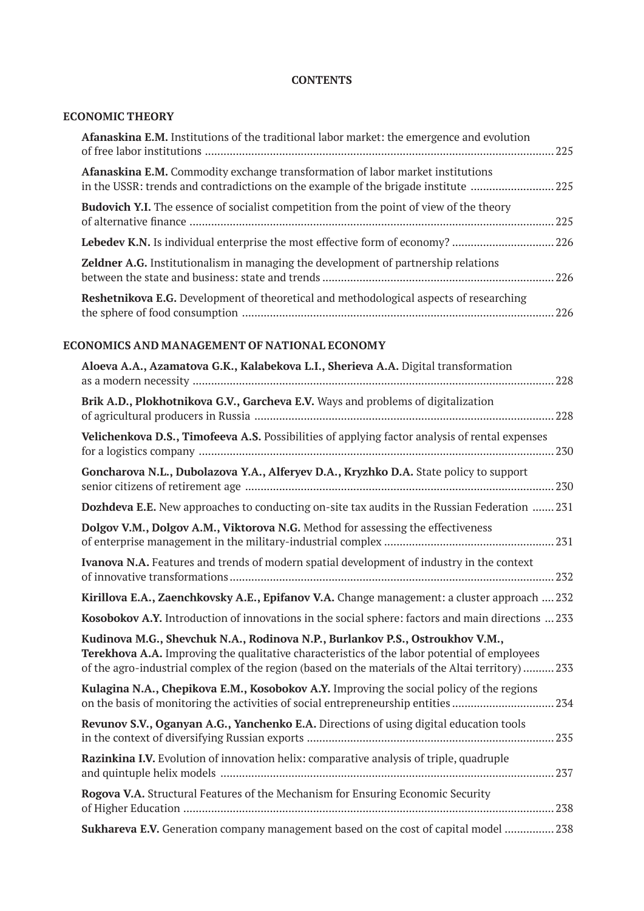# CONTENTS

## ECONOMIC THEORY

**Afanaskina E.M.** Institutions of the traditional labor market: the emergence and evolution of free labor institutions ............ 225

**Afanaskina E.M.** Commodity exchange transformation of labor market institutions in the USSR: trends and contradictions on the example of the brigade institute ............ 225

**Budovich Y.I.** The essence of socialist competition from the point of view of the theory of alternative finance ............ 225

**Lebedev K.N.** Is individual enterprise the most effective form of economy? ............ 226

**Zeldner A.G.** Institutionalism in managing the development of partnership relations between the state and business: state and trends ............ 226

**Reshetnikova E.G.** Development of theoretical and methodological aspects of researching the sphere of food consumption ............ 226

## ECONOMICS AND MANAGEMENT OF NATIONAL ECONOMY

**Aloeva A.A., Azamatova G.K., Kalabekova L.I., Sherieva A.A.** Digital transformation as a modern necessity ............ 228

**Brik A.D., Plokhotnikova G.V., Garcheva E.V.** Ways and problems of digitalization of agricultural producers in Russia ............ 228

**Velichenkova D.S., Timofeeva A.S.** Possibilities of applying factor analysis of rental expenses for a logistics company ............ 230

**Goncharova N.L., Dubolazova Y.A., Alferyev D.A., Kryzhko D.A.** State policy to support senior citizens of retirement age ............ 230

**Dozhdeva E.E.** New approaches to conducting on-site tax audits in the Russian Federation ............ 231

**Dolgov V.M., Dolgov A.M., Viktorova N.G.** Method for assessing the effectiveness of enterprise management in the military-industrial complex ............ 231

**Ivanova N.A.** Features and trends of modern spatial development of industry in the context of innovative transformations ............ 232

**Kirillova E.A., Zaenchkovsky A.E., Epifanov V.A.** Change management: a cluster approach ............ 232

**Kosobokov A.Y.** Introduction of innovations in the social sphere: factors and main directions ............ 233

**Kudinova M.G., Shevchuk N.A., Rodinova N.P., Burlankov P.S., Ostroukhov V.M., Terekhova A.A.** Improving the qualitative characteristics of the labor potential of employees of the agro-industrial complex of the region (based on the materials of the Altai territory) ............ 233

**Kulagina N.A., Chepikova E.M., Kosobokov A.Y.** Improving the social policy of the regions on the basis of monitoring the activities of social entrepreneurship entities ............ 234

**Revunov S.V., Oganyan A.G., Yanchenko E.A.** Directions of using digital education tools in the context of diversifying Russian exports ............ 235

**Razinkina I.V.** Evolution of innovation helix: comparative analysis of triple, quadruple and quintuple helix models ............ 237

**Rogova V.A.** Structural Features of the Mechanism for Ensuring Economic Security of Higher Education ............ 238

**Sukhareva E.V.** Generation company management based on the cost of capital model ............ 238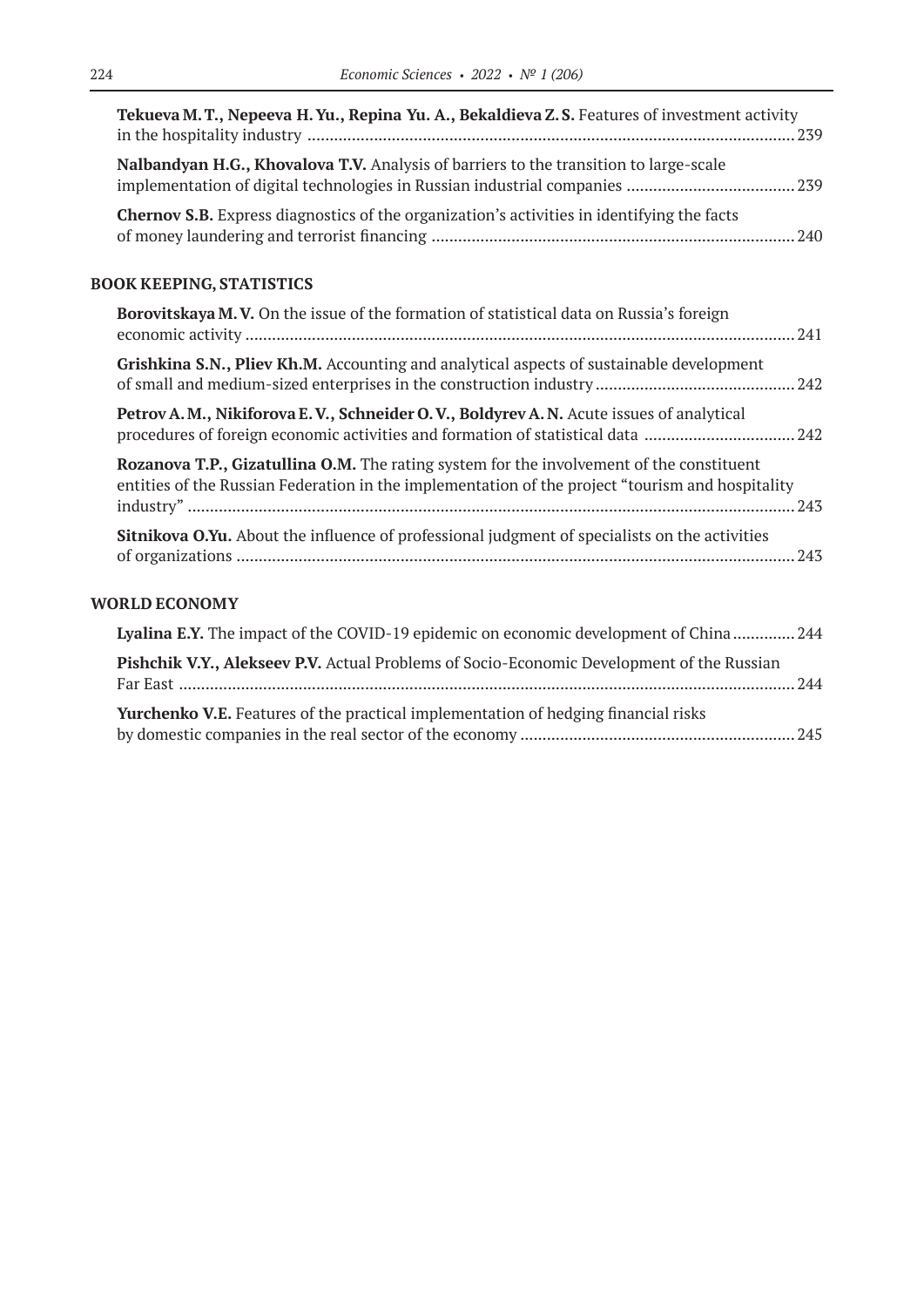**Tekueva M. T., Nepeeva H. Yu., Repina Yu. A., Bekaldieva Z. S.** Features of investment activity in the hospitality industry ............................................................................................................. 239

**Nalbandyan H.G., Khovalova T.V.** Analysis of barriers to the transition to large-scale implementation of digital technologies in Russian industrial companies ...................................... 239

**Chernov S.B.** Express diagnostics of the organization's activities in identifying the facts of money laundering and terrorist financing .................................................................................. 240

## BOOK KEEPING, STATISTICS

**Borovitskaya M. V.** On the issue of the formation of statistical data on Russia's foreign economic activity ............................................................................................................................ 241

**Grishkina S.N., Pliev Kh.M.** Accounting and analytical aspects of sustainable development of small and medium-sized enterprises in the construction industry ............................................. 242

**Petrov A. M., Nikiforova E. V., Schneider O. V., Boldyrev A. N.** Acute issues of analytical procedures of foreign economic activities and formation of statistical data .................................. 242

**Rozanova T.P., Gizatullina O.M.** The rating system for the involvement of the constituent entities of the Russian Federation in the implementation of the project "tourism and hospitality industry" ......................................................................................................................................... 243

**Sitnikova O.Yu.** About the influence of professional judgment of specialists on the activities of organizations .............................................................................................................................. 243

## WORLD ECONOMY

**Lyalina E.Y.** The impact of the COVID-19 epidemic on economic development of China .............. 244

**Pishchik V.Y., Alekseev P.V.** Actual Problems of Socio-Economic Development of the Russian Far East ........................................................................................................................................... 244

**Yurchenko V.E.** Features of the practical implementation of hedging financial risks by domestic companies in the real sector of the economy ............................................................. 245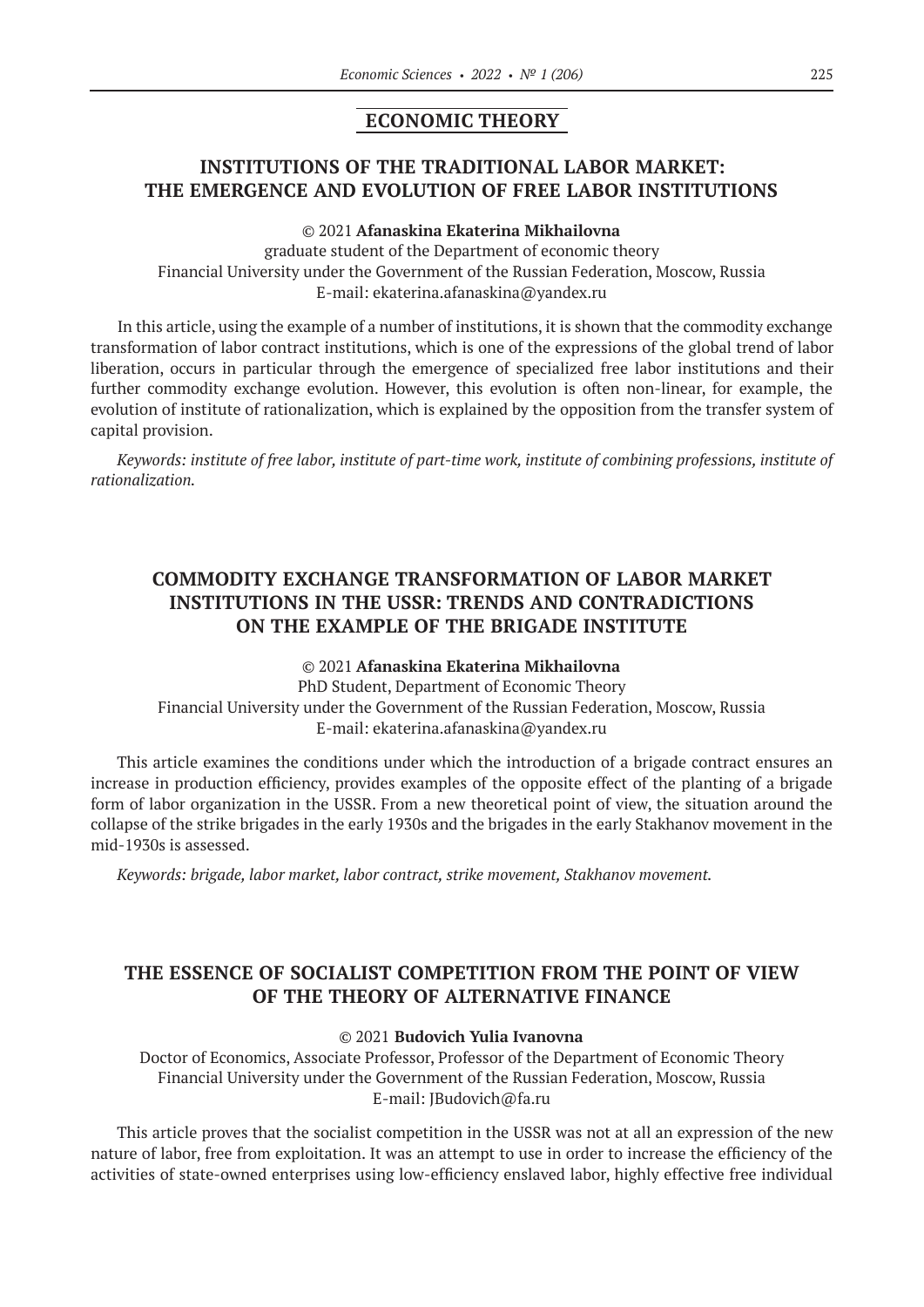## ECONOMIC THEORY

### INSTITUTIONS OF THE TRADITIONAL LABOR MARKET: THE EMERGENCE AND EVOLUTION OF FREE LABOR INSTITUTIONS

© 2021 **Afanaskina Ekaterina Mikhailovna**
graduate student of the Department of economic theory
Financial University under the Government of the Russian Federation, Moscow, Russia
E-mail: ekaterina.afanaskina@yandex.ru

In this article, using the example of a number of institutions, it is shown that the commodity exchange transformation of labor contract institutions, which is one of the expressions of the global trend of labor liberation, occurs in particular through the emergence of specialized free labor institutions and their further commodity exchange evolution. However, this evolution is often non-linear, for example, the evolution of institute of rationalization, which is explained by the opposition from the transfer system of capital provision.

*Keywords: institute of free labor, institute of part-time work, institute of combining professions, institute of rationalization.*

### COMMODITY EXCHANGE TRANSFORMATION OF LABOR MARKET INSTITUTIONS IN THE USSR: TRENDS AND CONTRADICTIONS ON THE EXAMPLE OF THE BRIGADE INSTITUTE

© 2021 **Afanaskina Ekaterina Mikhailovna**
PhD Student, Department of Economic Theory
Financial University under the Government of the Russian Federation, Moscow, Russia
E-mail: ekaterina.afanaskina@yandex.ru

This article examines the conditions under which the introduction of a brigade contract ensures an increase in production efficiency, provides examples of the opposite effect of the planting of a brigade form of labor organization in the USSR. From a new theoretical point of view, the situation around the collapse of the strike brigades in the early 1930s and the brigades in the early Stakhanov movement in the mid-1930s is assessed.

*Keywords: brigade, labor market, labor contract, strike movement, Stakhanov movement.*

### THE ESSENCE OF SOCIALIST COMPETITION FROM THE POINT OF VIEW OF THE THEORY OF ALTERNATIVE FINANCE

© 2021 **Budovich Yulia Ivanovna**
Doctor of Economics, Associate Professor, Professor of the Department of Economic Theory
Financial University under the Government of the Russian Federation, Moscow, Russia
E-mail: JBudovich@fa.ru

This article proves that the socialist competition in the USSR was not at all an expression of the new nature of labor, free from exploitation. It was an attempt to use in order to increase the efficiency of the activities of state-owned enterprises using low-efficiency enslaved labor, highly effective free individual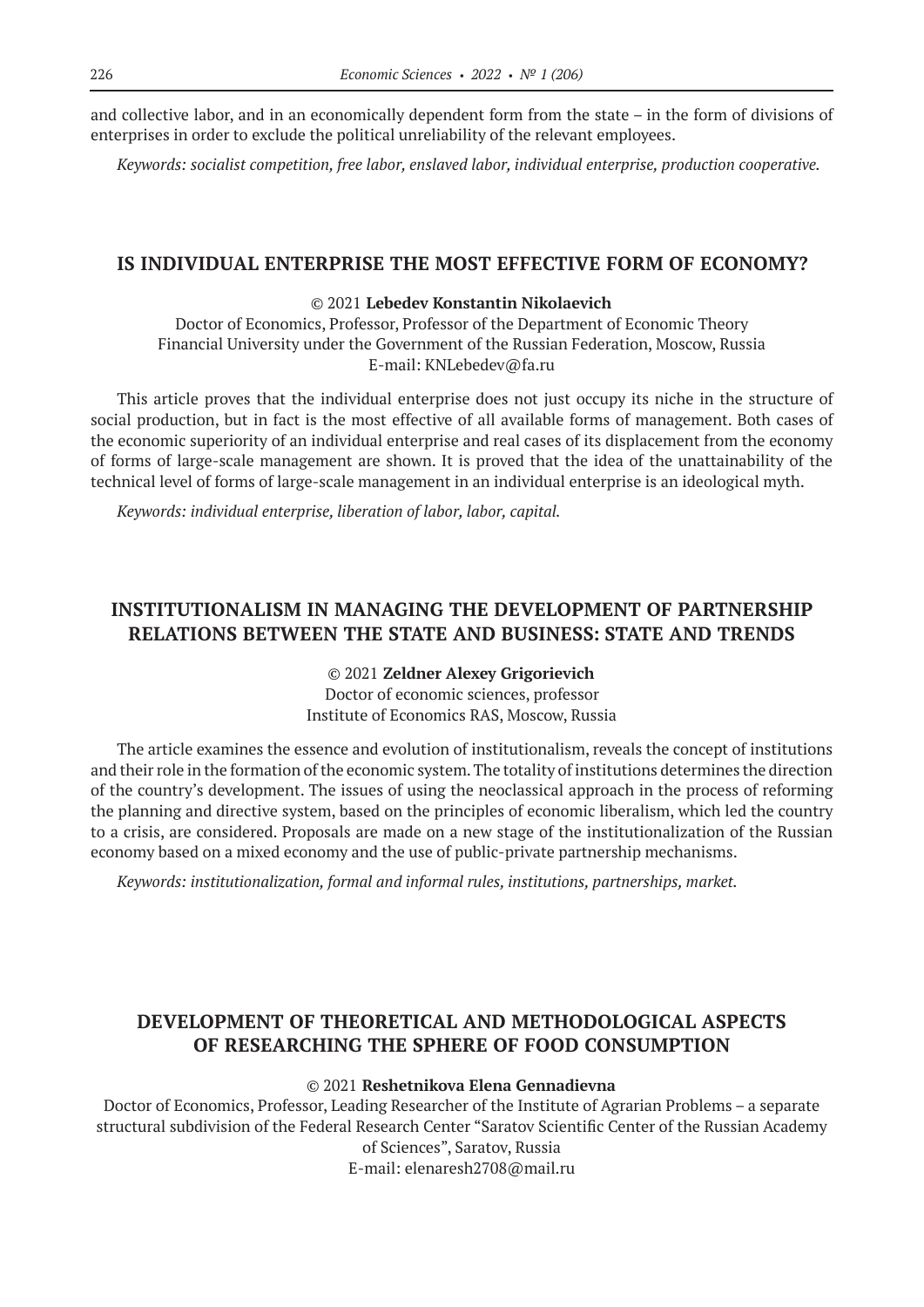and collective labor, and in an economically dependent form from the state – in the form of divisions of enterprises in order to exclude the political unreliability of the relevant employees.

*Keywords: socialist competition, free labor, enslaved labor, individual enterprise, production cooperative.*

## IS INDIVIDUAL ENTERPRISE THE MOST EFFECTIVE FORM OF ECONOMY?

© 2021 **Lebedev Konstantin Nikolaevich**

Doctor of Economics, Professor, Professor of the Department of Economic Theory
Financial University under the Government of the Russian Federation, Moscow, Russia
E-mail: KNLebedev@fa.ru

This article proves that the individual enterprise does not just occupy its niche in the structure of social production, but in fact is the most effective of all available forms of management. Both cases of the economic superiority of an individual enterprise and real cases of its displacement from the economy of forms of large-scale management are shown. It is proved that the idea of the unattainability of the technical level of forms of large-scale management in an individual enterprise is an ideological myth.

*Keywords: individual enterprise, liberation of labor, labor, capital.*

## INSTITUTIONALISM IN MANAGING THE DEVELOPMENT OF PARTNERSHIP RELATIONS BETWEEN THE STATE AND BUSINESS: STATE AND TRENDS

© 2021 **Zeldner Alexey Grigorievich**

Doctor of economic sciences, professor
Institute of Economics RAS, Moscow, Russia

The article examines the essence and evolution of institutionalism, reveals the concept of institutions and their role in the formation of the economic system. The totality of institutions determines the direction of the country's development. The issues of using the neoclassical approach in the process of reforming the planning and directive system, based on the principles of economic liberalism, which led the country to a crisis, are considered. Proposals are made on a new stage of the institutionalization of the Russian economy based on a mixed economy and the use of public-private partnership mechanisms.

*Keywords: institutionalization, formal and informal rules, institutions, partnerships, market.*

## DEVELOPMENT OF THEORETICAL AND METHODOLOGICAL ASPECTS OF RESEARCHING THE SPHERE OF FOOD CONSUMPTION

© 2021 **Reshetnikova Elena Gennadievna**

Doctor of Economics, Professor, Leading Researcher of the Institute of Agrarian Problems – a separate structural subdivision of the Federal Research Center "Saratov Scientific Center of the Russian Academy of Sciences", Saratov, Russia
E-mail: elenaresh2708@mail.ru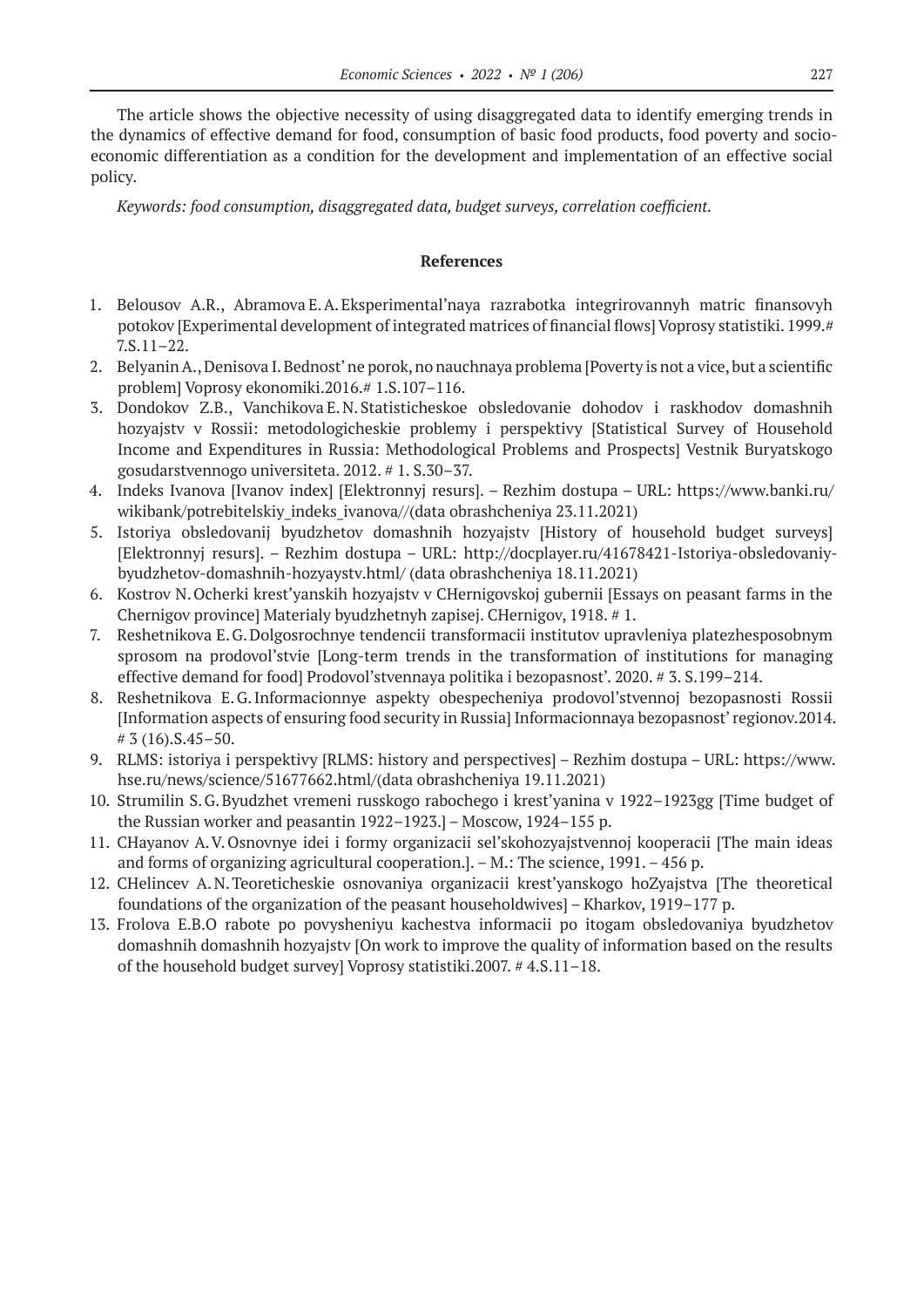The article shows the objective necessity of using disaggregated data to identify emerging trends in the dynamics of effective demand for food, consumption of basic food products, food poverty and socio-economic differentiation as a condition for the development and implementation of an effective social policy.

*Keywords: food consumption, disaggregated data, budget surveys, correlation coefficient.*

## References

1. Belousov A.R., Abramova E.A. Eksperimental'naya razrabotka integrirovannyh matric finansovyh potokov [Experimental development of integrated matrices of financial flows] Voprosy statistiki. 1999.# 7.S.11–22.
2. Belyanin A., Denisova I. Bednost' ne porok, no nauchnaya problema [Poverty is not a vice, but a scientific problem] Voprosy ekonomiki.2016.# 1.S.107–116.
3. Dondokov Z.B., Vanchikova E.N. Statisticheskoe obsledovanie dohodov i raskhodov domashnih hozyajstv v Rossii: metodologicheskie problemy i perspektivy [Statistical Survey of Household Income and Expenditures in Russia: Methodological Problems and Prospects] Vestnik Buryatskogo gosudarstvennogo universiteta. 2012. # 1. S.30–37.
4. Indeks Ivanova [Ivanov index] [Elektronnyj resurs]. – Rezhim dostupa – URL: https://www.banki.ru/wikibank/potrebitelskiy_indeks_ivanova//(data obrashcheniya 23.11.2021)
5. Istoriya obsledovanij byudzhetov domashnih hozyajstv [History of household budget surveys] [Elektronnyj resurs]. – Rezhim dostupa – URL: http://docplayer.ru/41678421-Istoriya-obsledovaniy-byudzhetov-domashnih-hozyaystv.html/ (data obrashcheniya 18.11.2021)
6. Kostrov N. Ocherki krest'yanskih hozyajstv v CHernigovskoj gubernii [Essays on peasant farms in the Chernigov province] Materialy byudzhetnyh zapisej. CHernigov, 1918. # 1.
7. Reshetnikova E.G. Dolgosrochnye tendencii transformacii institutov upravleniya platezhesposobnym sprosom na prodovol'stvie [Long-term trends in the transformation of institutions for managing effective demand for food] Prodovol'stvennaya politika i bezopasnost'. 2020. # 3. S.199–214.
8. Reshetnikova E.G. Informacionnye aspekty obespecheniya prodovol'stvennoj bezopasnosti Rossii [Information aspects of ensuring food security in Russia] Informacionnaya bezopasnost' regionov.2014. # 3 (16).S.45–50.
9. RLMS: istoriya i perspektivy [RLMS: history and perspectives] – Rezhim dostupa – URL: https://www.hse.ru/news/science/51677662.html/(data obrashcheniya 19.11.2021)
10. Strumilin S.G. Byudzhet vremeni russkogo rabochego i krest'yanina v 1922–1923gg [Time budget of the Russian worker and peasantin 1922–1923.] – Moscow, 1924–155 p.
11. CHayanov A.V. Osnovnye idei i formy organizacii sel'skohozyajstvennoj kooperacii [The main ideas and forms of organizing agricultural cooperation.]. – M.: The science, 1991. – 456 p.
12. CHelincev A.N. Teoreticheskie osnovaniya organizacii krest'yanskogo hoZyajstva [The theoretical foundations of the organization of the peasant householdwives] – Kharkov, 1919–177 p.
13. Frolova E.B.O rabote po povysheniyu kachestva informacii po itogam obsledovaniya byudzhetov domashnih domashnih hozyajstv [On work to improve the quality of information based on the results of the household budget survey] Voprosy statistiki.2007. # 4.S.11–18.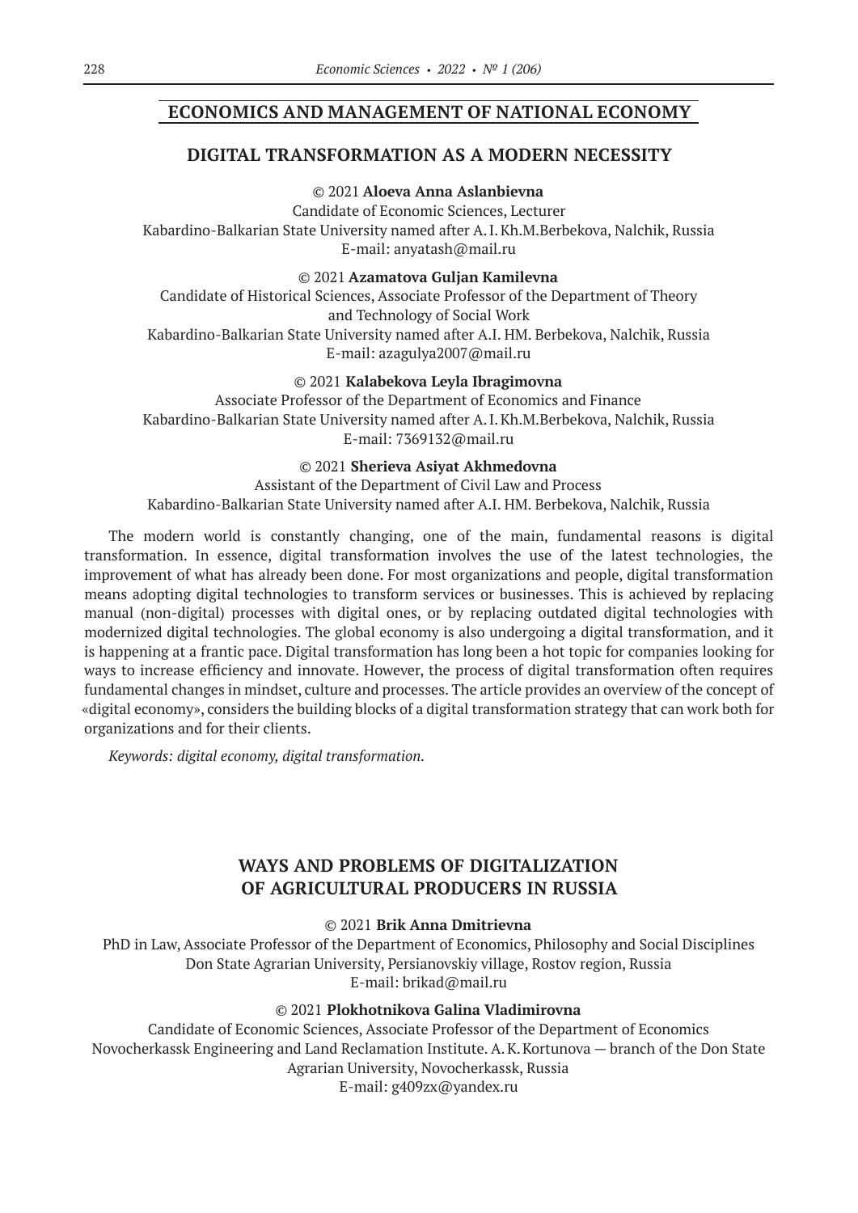## ECONOMICS AND MANAGEMENT OF NATIONAL ECONOMY

### DIGITAL TRANSFORMATION AS A MODERN NECESSITY

© 2021 **Aloeva Anna Aslanbievna**
Candidate of Economic Sciences, Lecturer
Kabardino-Balkarian State University named after A. I. Kh.M.Berbekova, Nalchik, Russia
E-mail: anyatash@mail.ru

© 2021 **Azamatova Guljan Kamilevna**
Candidate of Historical Sciences, Associate Professor of the Department of Theory and Technology of Social Work
Kabardino-Balkarian State University named after A.I. HM. Berbekova, Nalchik, Russia
E-mail: azagulya2007@mail.ru

© 2021 **Kalabekova Leyla Ibragimovna**
Associate Professor of the Department of Economics and Finance
Kabardino-Balkarian State University named after A. I. Kh.M.Berbekova, Nalchik, Russia
E-mail: 7369132@mail.ru

© 2021 **Sherieva Asiyat Akhmedovna**
Assistant of the Department of Civil Law and Process
Kabardino-Balkarian State University named after A.I. HM. Berbekova, Nalchik, Russia

The modern world is constantly changing, one of the main, fundamental reasons is digital transformation. In essence, digital transformation involves the use of the latest technologies, the improvement of what has already been done. For most organizations and people, digital transformation means adopting digital technologies to transform services or businesses. This is achieved by replacing manual (non-digital) processes with digital ones, or by replacing outdated digital technologies with modernized digital technologies. The global economy is also undergoing a digital transformation, and it is happening at a frantic pace. Digital transformation has long been a hot topic for companies looking for ways to increase efficiency and innovate. However, the process of digital transformation often requires fundamental changes in mindset, culture and processes. The article provides an overview of the concept of «digital economy», considers the building blocks of a digital transformation strategy that can work both for organizations and for their clients.

*Keywords: digital economy, digital transformation.*

### WAYS AND PROBLEMS OF DIGITALIZATION OF AGRICULTURAL PRODUCERS IN RUSSIA

© 2021 **Brik Anna Dmitrievna**
PhD in Law, Associate Professor of the Department of Economics, Philosophy and Social Disciplines
Don State Agrarian University, Persianovskiy village, Rostov region, Russia
E-mail: brikad@mail.ru

© 2021 **Plokhotnikova Galina Vladimirovna**
Candidate of Economic Sciences, Associate Professor of the Department of Economics
Novocherkassk Engineering and Land Reclamation Institute. A. K. Kortunova — branch of the Don State Agrarian University, Novocherkassk, Russia
E-mail: g409zx@yandex.ru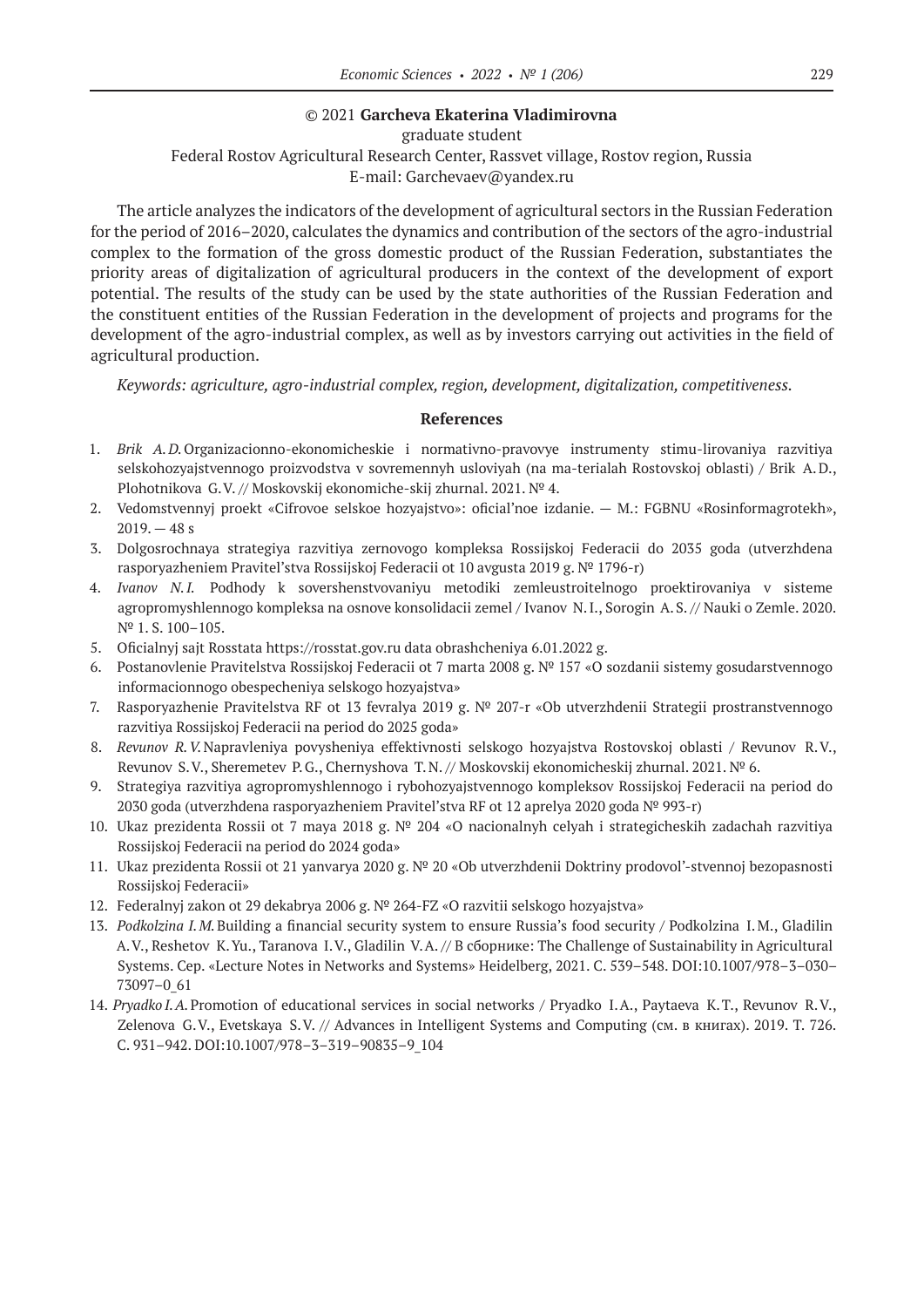© 2021 **Garcheva Ekaterina Vladimirovna**
graduate student
Federal Rostov Agricultural Research Center, Rassvet village, Rostov region, Russia
E-mail: Garchevaev@yandex.ru

The article analyzes the indicators of the development of agricultural sectors in the Russian Federation for the period of 2016–2020, calculates the dynamics and contribution of the sectors of the agro-industrial complex to the formation of the gross domestic product of the Russian Federation, substantiates the priority areas of digitalization of agricultural producers in the context of the development of export potential. The results of the study can be used by the state authorities of the Russian Federation and the constituent entities of the Russian Federation in the development of projects and programs for the development of the agro-industrial complex, as well as by investors carrying out activities in the field of agricultural production.

*Keywords: agriculture, agro-industrial complex, region, development, digitalization, competitiveness.*

## References

1. *Brik A.D.* Organizacionno-ekonomicheskie i normativno-pravovye instrumenty stimu-lirovaniya razvitiya selskohozyajstvennogo proizvodstva v sovremennyh usloviyah (na ma-terialah Rostovskoj oblasti) / Brik A.D., Plohotnikova G.V. // Moskovskij ekonomiche-skij zhurnal. 2021. № 4.
2. Vedomstvennyj proekt «Cifrovoe selskoe hozyajstvo»: oficial'noe izdanie. — M.: FGBNU «Rosinformagrotekh», 2019. — 48 s
3. Dolgosrochnaya strategiya razvitiya zernovogo kompleksa Rossijskoj Federacii do 2035 goda (utverzhdena rasporyazheniem Pravitel'stva Rossijskoj Federacii ot 10 avgusta 2019 g. № 1796-r)
4. *Ivanov N.I.* Podhody k sovershenstvovaniyu metodiki zemleustroitelnogo proektirovaniya v sisteme agropromyshlennogo kompleksa na osnove konsolidacii zemel / Ivanov N.I., Sorogin A.S. // Nauki o Zemle. 2020. № 1. S. 100–105.
5. Oficialnyj sajt Rosstata https://rosstat.gov.ru data obrashcheniya 6.01.2022 g.
6. Postanovlenie Pravitelstva Rossijskoj Federacii ot 7 marta 2008 g. № 157 «O sozdanii sistemy gosudarstvennogo informacionnogo obespecheniya selskogo hozyajstva»
7. Rasporyazhenie Pravitelstva RF ot 13 fevralya 2019 g. № 207-r «Ob utverzhdenii Strategii prostranstvennogo razvitiya Rossijskoj Federacii na period do 2025 goda»
8. *Revunov R.V.* Napravleniya povysheniya effektivnosti selskogo hozyajstva Rostovskoj oblasti / Revunov R.V., Revunov S.V., Sheremetev P.G., Chernyshova T.N. // Moskovskij ekonomicheskij zhurnal. 2021. № 6.
9. Strategiya razvitiya agropromyshlennogo i rybohozyajstvennogo kompleksov Rossijskoj Federacii na period do 2030 goda (utverzhdena rasporyazheniem Pravitel'stva RF ot 12 aprelya 2020 goda № 993-r)
10. Ukaz prezidenta Rossii ot 7 maya 2018 g. № 204 «O nacionalnyh celyah i strategicheskih zadachah razvitiya Rossijskoj Federacii na period do 2024 goda»
11. Ukaz prezidenta Rossii ot 21 yanvarya 2020 g. № 20 «Ob utverzhdenii Doktriny prodovol'-stvennoj bezopasnosti Rossijskoj Federacii»
12. Federalnyj zakon ot 29 dekabrya 2006 g. № 264-FZ «O razvitii selskogo hozyajstva»
13. *Podkolzina I.M.* Building a financial security system to ensure Russia's food security / Podkolzina I.M., Gladilin A.V., Reshetov K.Yu., Taranova I.V., Gladilin V.A. // В сборнике: The Challenge of Sustainability in Agricultural Systems. Сер. «Lecture Notes in Networks and Systems» Heidelberg, 2021. С. 539–548. DOI:10.1007/978–3–030–73097–0_61
14. *Pryadko I.A.* Promotion of educational services in social networks / Pryadko I.A., Paytaeva K.T., Revunov R.V., Zelenova G.V., Evetskaya S.V. // Advances in Intelligent Systems and Computing (см. в книгах). 2019. Т. 726. С. 931–942. DOI:10.1007/978–3–319–90835–9_104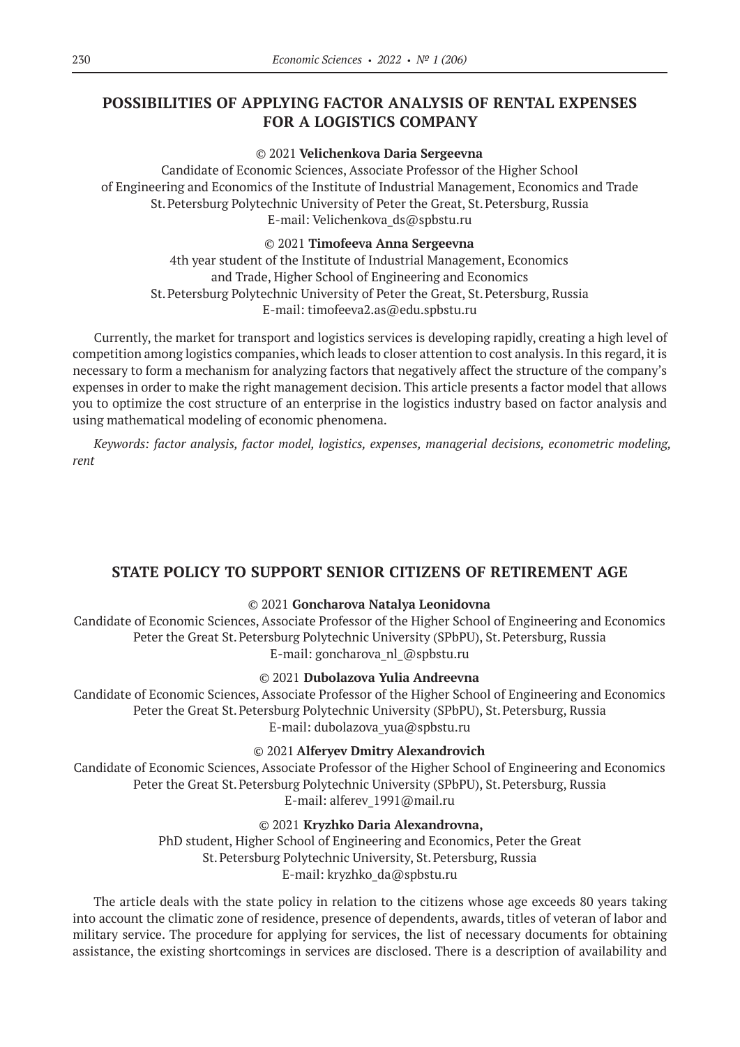## POSSIBILITIES OF APPLYING FACTOR ANALYSIS OF RENTAL EXPENSES FOR A LOGISTICS COMPANY

© 2021 **Velichenkova Daria Sergeevna**

Candidate of Economic Sciences, Associate Professor of the Higher School of Engineering and Economics of the Institute of Industrial Management, Economics and Trade
St. Petersburg Polytechnic University of Peter the Great, St. Petersburg, Russia
E-mail: Velichenkova_ds@spbstu.ru

© 2021 **Timofeeva Anna Sergeevna**

4th year student of the Institute of Industrial Management, Economics and Trade, Higher School of Engineering and Economics
St. Petersburg Polytechnic University of Peter the Great, St. Petersburg, Russia
E-mail: timofeeva2.as@edu.spbstu.ru

Currently, the market for transport and logistics services is developing rapidly, creating a high level of competition among logistics companies, which leads to closer attention to cost analysis. In this regard, it is necessary to form a mechanism for analyzing factors that negatively affect the structure of the company's expenses in order to make the right management decision. This article presents a factor model that allows you to optimize the cost structure of an enterprise in the logistics industry based on factor analysis and using mathematical modeling of economic phenomena.

*Keywords: factor analysis, factor model, logistics, expenses, managerial decisions, econometric modeling, rent*

## STATE POLICY TO SUPPORT SENIOR CITIZENS OF RETIREMENT AGE

© 2021 **Goncharova Natalya Leonidovna**

Candidate of Economic Sciences, Associate Professor of the Higher School of Engineering and Economics
Peter the Great St. Petersburg Polytechnic University (SPbPU), St. Petersburg, Russia
E-mail: goncharova_nl_@spbstu.ru

© 2021 **Dubolazova Yulia Andreevna**

Candidate of Economic Sciences, Associate Professor of the Higher School of Engineering and Economics
Peter the Great St. Petersburg Polytechnic University (SPbPU), St. Petersburg, Russia
E-mail: dubolazova_yua@spbstu.ru

© 2021 **Alferyev Dmitry Alexandrovich**

Candidate of Economic Sciences, Associate Professor of the Higher School of Engineering and Economics
Peter the Great St. Petersburg Polytechnic University (SPbPU), St. Petersburg, Russia
E-mail: alferev_1991@mail.ru

© 2021 **Kryzhko Daria Alexandrovna,**

PhD student, Higher School of Engineering and Economics, Peter the Great
St. Petersburg Polytechnic University, St. Petersburg, Russia
E-mail: kryzhko_da@spbstu.ru

The article deals with the state policy in relation to the citizens whose age exceeds 80 years taking into account the climatic zone of residence, presence of dependents, awards, titles of veteran of labor and military service. The procedure for applying for services, the list of necessary documents for obtaining assistance, the existing shortcomings in services are disclosed. There is a description of availability and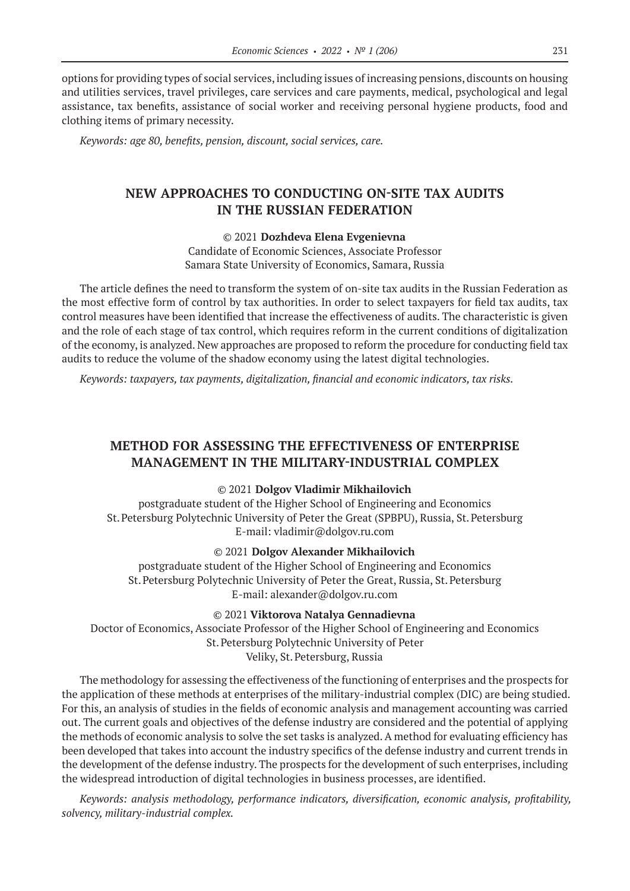options for providing types of social services, including issues of increasing pensions, discounts on housing and utilities services, travel privileges, care services and care payments, medical, psychological and legal assistance, tax benefits, assistance of social worker and receiving personal hygiene products, food and clothing items of primary necessity.

*Keywords: age 80, benefits, pension, discount, social services, care.*

## NEW APPROACHES TO CONDUCTING ON-SITE TAX AUDITS IN THE RUSSIAN FEDERATION

© 2021 **Dozhdeva Elena Evgenievna**
Candidate of Economic Sciences, Associate Professor
Samara State University of Economics, Samara, Russia

The article defines the need to transform the system of on-site tax audits in the Russian Federation as the most effective form of control by tax authorities. In order to select taxpayers for field tax audits, tax control measures have been identified that increase the effectiveness of audits. The characteristic is given and the role of each stage of tax control, which requires reform in the current conditions of digitalization of the economy, is analyzed. New approaches are proposed to reform the procedure for conducting field tax audits to reduce the volume of the shadow economy using the latest digital technologies.

*Keywords: taxpayers, tax payments, digitalization, financial and economic indicators, tax risks.*

## METHOD FOR ASSESSING THE EFFECTIVENESS OF ENTERPRISE MANAGEMENT IN THE MILITARY-INDUSTRIAL COMPLEX

© 2021 **Dolgov Vladimir Mikhailovich**
postgraduate student of the Higher School of Engineering and Economics
St. Petersburg Polytechnic University of Peter the Great (SPBPU), Russia, St. Petersburg
E-mail: vladimir@dolgov.ru.com

© 2021 **Dolgov Alexander Mikhailovich**
postgraduate student of the Higher School of Engineering and Economics
St. Petersburg Polytechnic University of Peter the Great, Russia, St. Petersburg
E-mail: alexander@dolgov.ru.com

© 2021 **Viktorova Natalya Gennadievna**
Doctor of Economics, Associate Professor of the Higher School of Engineering and Economics
St. Petersburg Polytechnic University of Peter
Veliky, St. Petersburg, Russia

The methodology for assessing the effectiveness of the functioning of enterprises and the prospects for the application of these methods at enterprises of the military-industrial complex (DIC) are being studied. For this, an analysis of studies in the fields of economic analysis and management accounting was carried out. The current goals and objectives of the defense industry are considered and the potential of applying the methods of economic analysis to solve the set tasks is analyzed. A method for evaluating efficiency has been developed that takes into account the industry specifics of the defense industry and current trends in the development of the defense industry. The prospects for the development of such enterprises, including the widespread introduction of digital technologies in business processes, are identified.

*Keywords: analysis methodology, performance indicators, diversification, economic analysis, profitability, solvency, military-industrial complex.*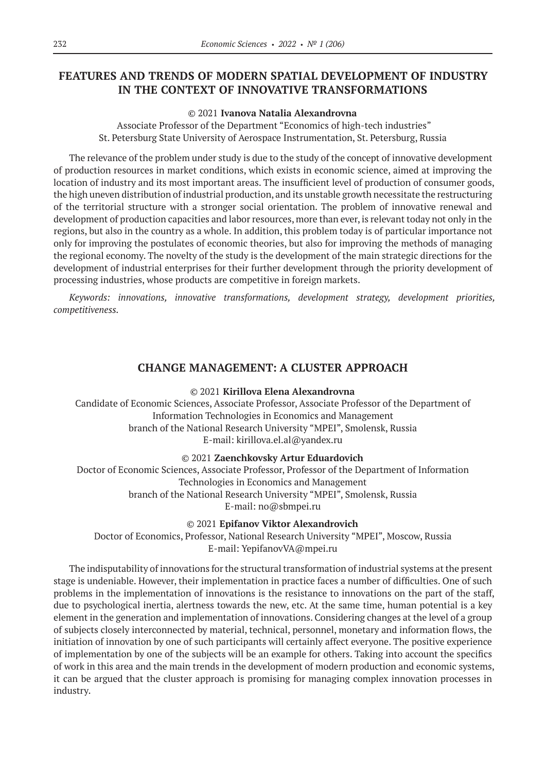## FEATURES AND TRENDS OF MODERN SPATIAL DEVELOPMENT OF INDUSTRY IN THE CONTEXT OF INNOVATIVE TRANSFORMATIONS

© 2021 **Ivanova Natalia Alexandrovna**

Associate Professor of the Department "Economics of high-tech industries"
St. Petersburg State University of Aerospace Instrumentation, St. Petersburg, Russia

The relevance of the problem under study is due to the study of the concept of innovative development of production resources in market conditions, which exists in economic science, aimed at improving the location of industry and its most important areas. The insufficient level of production of consumer goods, the high uneven distribution of industrial production, and its unstable growth necessitate the restructuring of the territorial structure with a stronger social orientation. The problem of innovative renewal and development of production capacities and labor resources, more than ever, is relevant today not only in the regions, but also in the country as a whole. In addition, this problem today is of particular importance not only for improving the postulates of economic theories, but also for improving the methods of managing the regional economy. The novelty of the study is the development of the main strategic directions for the development of industrial enterprises for their further development through the priority development of processing industries, whose products are competitive in foreign markets.

*Keywords: innovations, innovative transformations, development strategy, development priorities, competitiveness.*

## CHANGE MANAGEMENT: A CLUSTER APPROACH

© 2021 **Kirillova Elena Alexandrovna**

Candidate of Economic Sciences, Associate Professor, Associate Professor of the Department of Information Technologies in Economics and Management
branch of the National Research University "MPEI", Smolensk, Russia
E-mail: kirillova.el.al@yandex.ru

© 2021 **Zaenchkovsky Artur Eduardovich**

Doctor of Economic Sciences, Associate Professor, Professor of the Department of Information Technologies in Economics and Management
branch of the National Research University "MPEI", Smolensk, Russia
E-mail: no@sbmpei.ru

© 2021 **Epifanov Viktor Alexandrovich**

Doctor of Economics, Professor, National Research University "MPEI", Moscow, Russia
E-mail: YepifanovVA@mpei.ru

The indisputability of innovations for the structural transformation of industrial systems at the present stage is undeniable. However, their implementation in practice faces a number of difficulties. One of such problems in the implementation of innovations is the resistance to innovations on the part of the staff, due to psychological inertia, alertness towards the new, etc. At the same time, human potential is a key element in the generation and implementation of innovations. Considering changes at the level of a group of subjects closely interconnected by material, technical, personnel, monetary and information flows, the initiation of innovation by one of such participants will certainly affect everyone. The positive experience of implementation by one of the subjects will be an example for others. Taking into account the specifics of work in this area and the main trends in the development of modern production and economic systems, it can be argued that the cluster approach is promising for managing complex innovation processes in industry.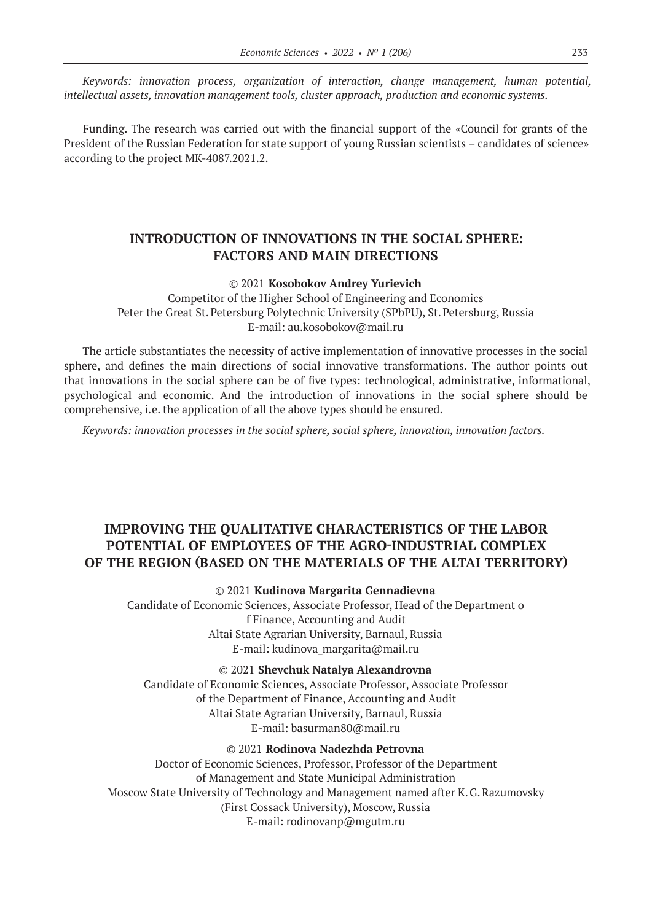*Keywords: innovation process, organization of interaction, change management, human potential, intellectual assets, innovation management tools, cluster approach, production and economic systems.*

Funding. The research was carried out with the financial support of the «Council for grants of the President of the Russian Federation for state support of young Russian scientists – candidates of science» according to the project MK-4087.2021.2.

## INTRODUCTION OF INNOVATIONS IN THE SOCIAL SPHERE: FACTORS AND MAIN DIRECTIONS

© 2021 **Kosobokov Andrey Yurievich**
Competitor of the Higher School of Engineering and Economics
Peter the Great St. Petersburg Polytechnic University (SPbPU), St. Petersburg, Russia
E-mail: au.kosobokov@mail.ru

The article substantiates the necessity of active implementation of innovative processes in the social sphere, and defines the main directions of social innovative transformations. The author points out that innovations in the social sphere can be of five types: technological, administrative, informational, psychological and economic. And the introduction of innovations in the social sphere should be comprehensive, i.e. the application of all the above types should be ensured.

*Keywords: innovation processes in the social sphere, social sphere, innovation, innovation factors.*

## IMPROVING THE QUALITATIVE CHARACTERISTICS OF THE LABOR POTENTIAL OF EMPLOYEES OF THE AGRO-INDUSTRIAL COMPLEX OF THE REGION (BASED ON THE MATERIALS OF THE ALTAI TERRITORY)

© 2021 **Kudinova Margarita Gennadievna**
Candidate of Economic Sciences, Associate Professor, Head of the Department o
f Finance, Accounting and Audit
Altai State Agrarian University, Barnaul, Russia
E-mail: kudinova_margarita@mail.ru

© 2021 **Shevchuk Natalya Alexandrovna**
Candidate of Economic Sciences, Associate Professor, Associate Professor
of the Department of Finance, Accounting and Audit
Altai State Agrarian University, Barnaul, Russia
E-mail: basurman80@mail.ru

© 2021 **Rodinova Nadezhda Petrovna**
Doctor of Economic Sciences, Professor, Professor of the Department
of Management and State Municipal Administration
Moscow State University of Technology and Management named after K. G. Razumovsky
(First Cossack University), Moscow, Russia
E-mail: rodinovanp@mgutm.ru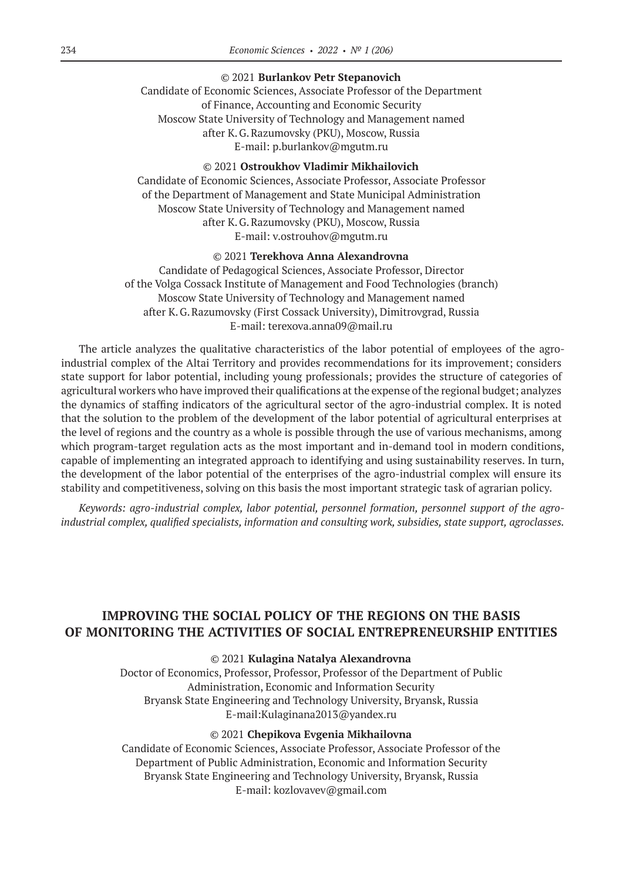© 2021 **Burlankov Petr Stepanovich**
Candidate of Economic Sciences, Associate Professor of the Department of Finance, Accounting and Economic Security
Moscow State University of Technology and Management named after K. G. Razumovsky (PKU), Moscow, Russia
E-mail: p.burlankov@mgutm.ru

© 2021 **Ostroukhov Vladimir Mikhailovich**
Candidate of Economic Sciences, Associate Professor, Associate Professor of the Department of Management and State Municipal Administration
Moscow State University of Technology and Management named after K. G. Razumovsky (PKU), Moscow, Russia
E-mail: v.ostrouhov@mgutm.ru

© 2021 **Terekhova Anna Alexandrovna**
Candidate of Pedagogical Sciences, Associate Professor, Director of the Volga Cossack Institute of Management and Food Technologies (branch)
Moscow State University of Technology and Management named after K. G. Razumovsky (First Cossack University), Dimitrovgrad, Russia
E-mail: terexova.anna09@mail.ru

The article analyzes the qualitative characteristics of the labor potential of employees of the agro-industrial complex of the Altai Territory and provides recommendations for its improvement; considers state support for labor potential, including young professionals; provides the structure of categories of agricultural workers who have improved their qualifications at the expense of the regional budget; analyzes the dynamics of staffing indicators of the agricultural sector of the agro-industrial complex. It is noted that the solution to the problem of the development of the labor potential of agricultural enterprises at the level of regions and the country as a whole is possible through the use of various mechanisms, among which program-target regulation acts as the most important and in-demand tool in modern conditions, capable of implementing an integrated approach to identifying and using sustainability reserves. In turn, the development of the labor potential of the enterprises of the agro-industrial complex will ensure its stability and competitiveness, solving on this basis the most important strategic task of agrarian policy.

*Keywords: agro-industrial complex, labor potential, personnel formation, personnel support of the agro-industrial complex, qualified specialists, information and consulting work, subsidies, state support, agroclasses.*

## IMPROVING THE SOCIAL POLICY OF THE REGIONS ON THE BASIS OF MONITORING THE ACTIVITIES OF SOCIAL ENTREPRENEURSHIP ENTITIES

© 2021 **Kulagina Natalya Alexandrovna**
Doctor of Economics, Professor, Professor, Professor of the Department of Public Administration, Economic and Information Security
Bryansk State Engineering and Technology University, Bryansk, Russia
E-mail:Kulaginana2013@yandex.ru

© 2021 **Chepikova Evgenia Mikhailovna**
Candidate of Economic Sciences, Associate Professor, Associate Professor of the Department of Public Administration, Economic and Information Security
Bryansk State Engineering and Technology University, Bryansk, Russia
E-mail: kozlovavev@gmail.com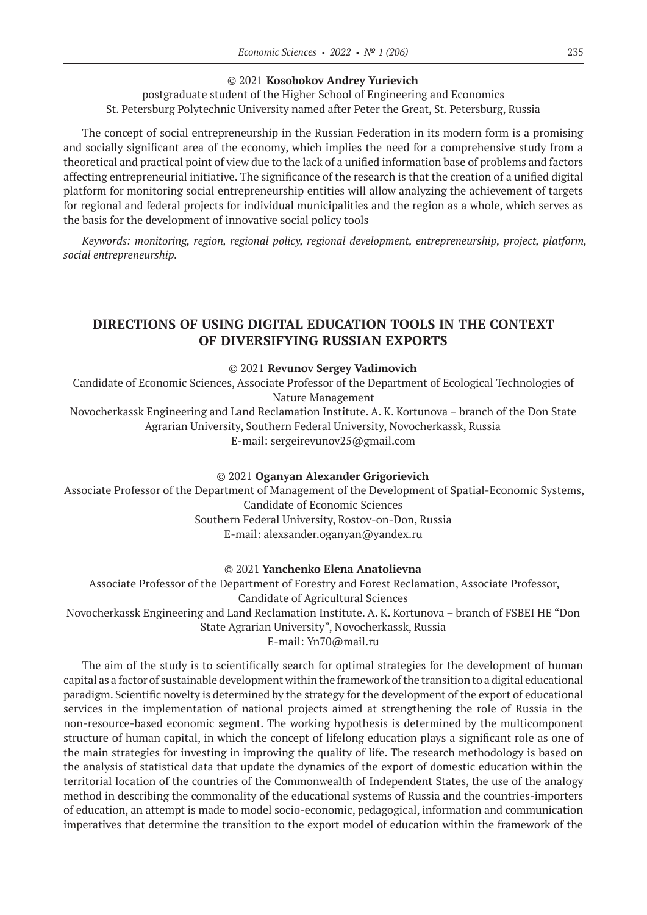© 2021 **Kosobokov Andrey Yurievich**

postgraduate student of the Higher School of Engineering and Economics
St. Petersburg Polytechnic University named after Peter the Great, St. Petersburg, Russia

The concept of social entrepreneurship in the Russian Federation in its modern form is a promising and socially significant area of the economy, which implies the need for a comprehensive study from a theoretical and practical point of view due to the lack of a unified information base of problems and factors affecting entrepreneurial initiative. The significance of the research is that the creation of a unified digital platform for monitoring social entrepreneurship entities will allow analyzing the achievement of targets for regional and federal projects for individual municipalities and the region as a whole, which serves as the basis for the development of innovative social policy tools

*Keywords: monitoring, region, regional policy, regional development, entrepreneurship, project, platform, social entrepreneurship.*

## DIRECTIONS OF USING DIGITAL EDUCATION TOOLS IN THE CONTEXT OF DIVERSIFYING RUSSIAN EXPORTS

© 2021 **Revunov Sergey Vadimovich**

Candidate of Economic Sciences, Associate Professor of the Department of Ecological Technologies of Nature Management
Novocherkassk Engineering and Land Reclamation Institute. A. K. Kortunova – branch of the Don State Agrarian University, Southern Federal University, Novocherkassk, Russia
E-mail: sergeirevunov25@gmail.com

© 2021 **Oganyan Alexander Grigorievich**

Associate Professor of the Department of Management of the Development of Spatial-Economic Systems, Candidate of Economic Sciences
Southern Federal University, Rostov-on-Don, Russia
E-mail: alexsander.oganyan@yandex.ru

© 2021 **Yanchenko Elena Anatolievna**

Associate Professor of the Department of Forestry and Forest Reclamation, Associate Professor, Candidate of Agricultural Sciences
Novocherkassk Engineering and Land Reclamation Institute. A. K. Kortunova – branch of FSBEI HE "Don State Agrarian University", Novocherkassk, Russia
E-mail: Yn70@mail.ru

The aim of the study is to scientifically search for optimal strategies for the development of human capital as a factor of sustainable development within the framework of the transition to a digital educational paradigm. Scientific novelty is determined by the strategy for the development of the export of educational services in the implementation of national projects aimed at strengthening the role of Russia in the non-resource-based economic segment. The working hypothesis is determined by the multicomponent structure of human capital, in which the concept of lifelong education plays a significant role as one of the main strategies for investing in improving the quality of life. The research methodology is based on the analysis of statistical data that update the dynamics of the export of domestic education within the territorial location of the countries of the Commonwealth of Independent States, the use of the analogy method in describing the commonality of the educational systems of Russia and the countries-importers of education, an attempt is made to model socio-economic, pedagogical, information and communication imperatives that determine the transition to the export model of education within the framework of the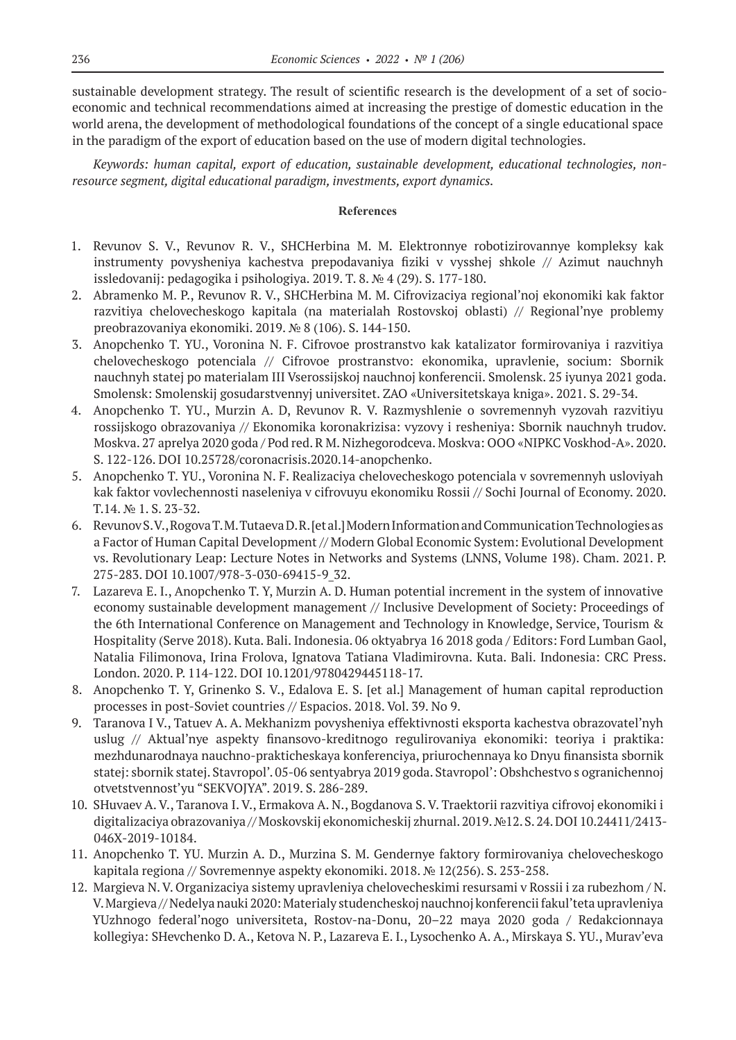sustainable development strategy. The result of scientific research is the development of a set of socio-economic and technical recommendations aimed at increasing the prestige of domestic education in the world arena, the development of methodological foundations of the concept of a single educational space in the paradigm of the export of education based on the use of modern digital technologies.

*Keywords: human capital, export of education, sustainable development, educational technologies, non-resource segment, digital educational paradigm, investments, export dynamics.*

**References**

1. Revunov S. V., Revunov R. V., SHCHerbina M. M. Elektronnye robotizirovannye kompleksy kak instrumenty povysheniya kachestva prepodavaniya fiziki v vysshej shkole // Azimut nauchnyh issledovanij: pedagogika i psihologiya. 2019. T. 8. № 4 (29). S. 177-180.
2. Abramenko M. P., Revunov R. V., SHCHerbina M. M. Cifrovizaciya regional'noj ekonomiki kak faktor razvitiya chelovecheskogo kapitala (na materialah Rostovskoj oblasti) // Regional'nye problemy preobrazovaniya ekonomiki. 2019. № 8 (106). S. 144-150.
3. Anopchenko T. YU., Voronina N. F. Cifrovoe prostranstvo kak katalizator formirovaniya i razvitiya chelovecheskogo potenciala // Cifrovoe prostranstvo: ekonomika, upravlenie, socium: Sbornik nauchnyh statej po materialam III Vserossijskoj nauchnoj konferencii. Smolensk. 25 iyunya 2021 goda. Smolensk: Smolenskij gosudarstvennyj universitet. ZAO «Universitetskaya kniga». 2021. S. 29-34.
4. Anopchenko T. YU., Murzin A. D, Revunov R. V. Razmyshlenie o sovremennyh vyzovah razvitiyu rossijskogo obrazovaniya // Ekonomika koronakrizisa: vyzovy i resheniya: Sbornik nauchnyh trudov. Moskva. 27 aprelya 2020 goda / Pod red. R M. Nizhegorodceva. Moskva: OOO «NIPKC Voskhod-A». 2020. S. 122-126. DOI 10.25728/coronacrisis.2020.14-anopchenko.
5. Anopchenko T. YU., Voronina N. F. Realizaciya chelovecheskogo potenciala v sovremennyh usloviyah kak faktor vovlechennosti naseleniya v cifrovuyu ekonomiku Rossii // Sochi Journal of Economy. 2020. T.14. № 1. S. 23-32.
6. Revunov S. V., Rogova T. M. Tutaeva D. R. [et al.] Modern Information and Communication Technologies as a Factor of Human Capital Development // Modern Global Economic System: Evolutional Development vs. Revolutionary Leap: Lecture Notes in Networks and Systems (LNNS, Volume 198). Cham. 2021. P. 275-283. DOI 10.1007/978-3-030-69415-9_32.
7. Lazareva E. I., Anopchenko T. Y, Murzin A. D. Human potential increment in the system of innovative economy sustainable development management // Inclusive Development of Society: Proceedings of the 6th International Conference on Management and Technology in Knowledge, Service, Tourism & Hospitality (Serve 2018). Kuta. Bali. Indonesia. 06 oktyabrya 16 2018 goda / Editors: Ford Lumban Gaol, Natalia Filimonova, Irina Frolova, Ignatova Tatiana Vladimirovna. Kuta. Bali. Indonesia: CRC Press. London. 2020. P. 114-122. DOI 10.1201/9780429445118-17.
8. Anopchenko T. Y, Grinenko S. V., Edalova E. S. [et al.] Management of human capital reproduction processes in post-Soviet countries // Espacios. 2018. Vol. 39. No 9.
9. Taranova I V., Tatuev A. A. Mekhanizm povysheniya effektivnosti eksporta kachestva obrazovatel'nyh uslug // Aktual'nye aspekty finansovo-kreditnogo regulirovaniya ekonomiki: teoriya i praktika: mezhdunarodnaya nauchno-prakticheskaya konferenciya, priurochennaya ko Dnyu finansista sbornik statej: sbornik statej. Stavropol'. 05-06 sentyabrya 2019 goda. Stavropol': Obshchestvo s ogranichennoj otvetstvennost'yu "SEKVOJYA". 2019. S. 286-289.
10. SHuvaev A. V., Taranova I. V., Ermakova A. N., Bogdanova S. V. Traektorii razvitiya cifrovoj ekonomiki i digitalizaciya obrazovaniya // Moskovskij ekonomicheskij zhurnal. 2019. №12. S. 24. DOI 10.24411/2413-046X-2019-10184.
11. Anopchenko T. YU. Murzin A. D., Murzina S. M. Gendernye faktory formirovaniya chelovecheskogo kapitala regiona // Sovremennye aspekty ekonomiki. 2018. № 12(256). S. 253-258.
12. Margieva N. V. Organizaciya sistemy upravleniya chelovecheskimi resursami v Rossii i za rubezhom / N. V. Margieva // Nedelya nauki 2020: Materialy studencheskoj nauchnoj konferencii fakul'teta upravleniya YUzhnogo federal'nogo universiteta, Rostov-na-Donu, 20–22 maya 2020 goda / Redakcionnaya kollegiya: SHevchenko D. A., Ketova N. P., Lazareva E. I., Lysochenko A. A., Mirskaya S. YU., Murav'eva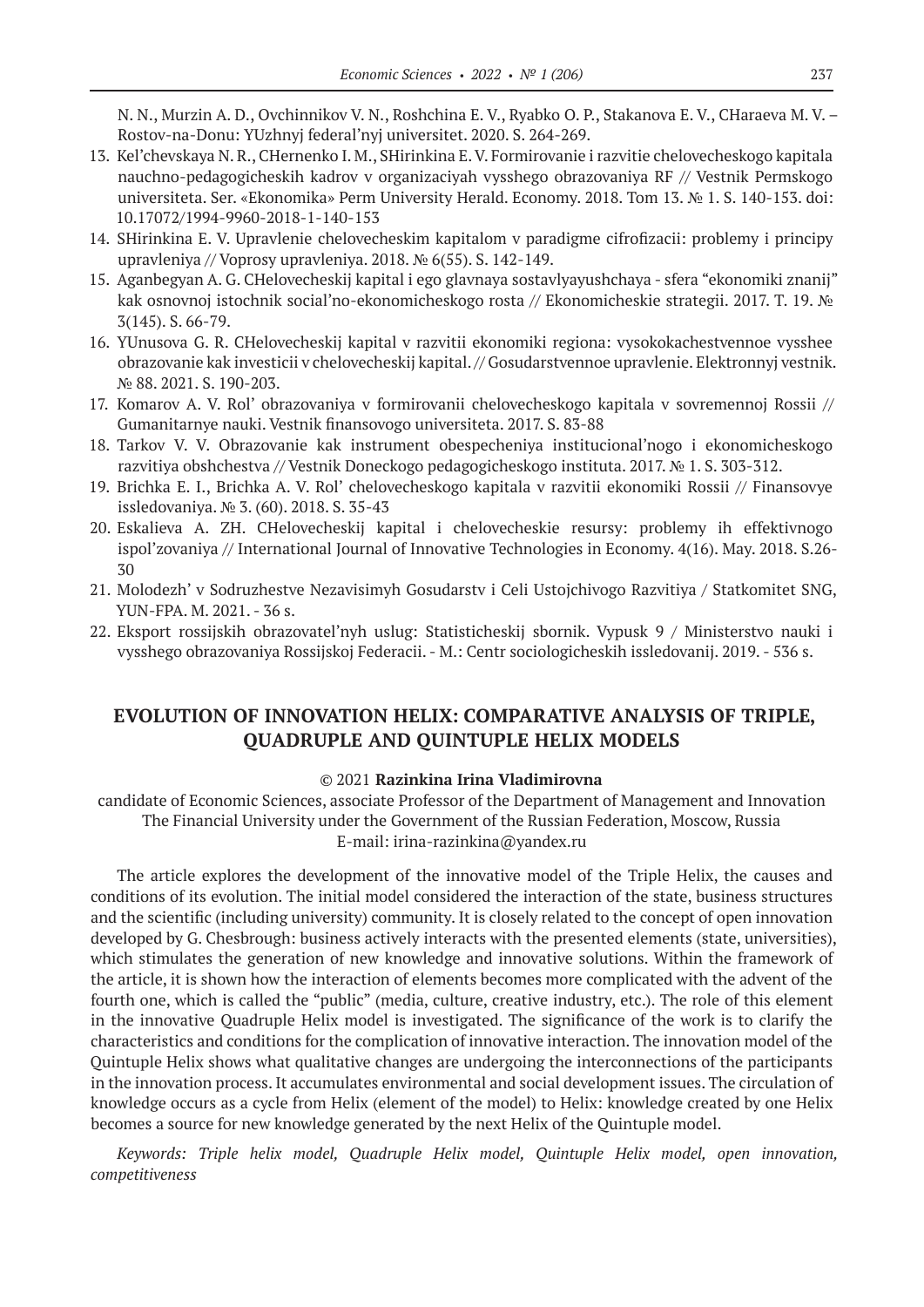N. N., Murzin A. D., Ovchinnikov V. N., Roshchina E. V., Ryabko O. P., Stakanova E. V., CHaraeva M. V. – Rostov-na-Donu: YUzhnyj federal'nyj universitet. 2020. S. 264-269.

13. Kel'chevskaya N. R., CHernenko I. M., SHirinkina E. V. Formirovanie i razvitie chelovecheskogo kapitala nauchno-pedagogicheskih kadrov v organizaciyah vysshego obrazovaniya RF // Vestnik Permskogo universiteta. Ser. «Ekonomika» Perm University Herald. Economy. 2018. Tom 13. № 1. S. 140-153. doi: 10.17072/1994-9960-2018-1-140-153
14. SHirinkina E. V. Upravlenie chelovecheskim kapitalom v paradigme cifrofizacii: problemy i principy upravleniya // Voprosy upravleniya. 2018. № 6(55). S. 142-149.
15. Aganbegyan A. G. CHelovecheskij kapital i ego glavnaya sostavlyayushchaya - sfera "ekonomiki znanij" kak osnovnoj istochnik social'no-ekonomicheskogo rosta // Ekonomicheskie strategii. 2017. T. 19. № 3(145). S. 66-79.
16. YUnusova G. R. CHelovecheskij kapital v razvitii ekonomiki regiona: vysokokachestvennoe vysshee obrazovanie kak investicii v chelovecheskij kapital. // Gosudarstvennoe upravlenie. Elektronnyj vestnik. № 88. 2021. S. 190-203.
17. Komarov A. V. Rol' obrazovaniya v formirovanii chelovecheskogo kapitala v sovremennoj Rossii // Gumanitarnye nauki. Vestnik finansovogo universiteta. 2017. S. 83-88
18. Tarkov V. V. Obrazovanie kak instrument obespecheniya institucional'nogo i ekonomicheskogo razvitiya obshchestva // Vestnik Doneckogo pedagogicheskogo instituta. 2017. № 1. S. 303-312.
19. Brichka E. I., Brichka A. V. Rol' chelovecheskogo kapitala v razvitii ekonomiki Rossii // Finansovye issledovaniya. № 3. (60). 2018. S. 35-43
20. Eskalieva A. ZH. CHelovecheskij kapital i chelovecheskie resursy: problemy ih effektivnogo ispol'zovaniya // International Journal of Innovative Technologies in Economy. 4(16). May. 2018. S.26-30
21. Molodezh' v Sodruzhestve Nezavisimyh Gosudarstv i Celi Ustojchivogo Razvitiya / Statkomitet SNG, YUN-FPA. M. 2021. - 36 s.
22. Eksport rossijskih obrazovatel'nyh uslug: Statisticheskij sbornik. Vypusk 9 / Ministerstvo nauki i vysshego obrazovaniya Rossijskoj Federacii. - M.: Centr sociologicheskih issledovanij. 2019. - 536 s.

## EVOLUTION OF INNOVATION HELIX: COMPARATIVE ANALYSIS OF TRIPLE, QUADRUPLE AND QUINTUPLE HELIX MODELS

© 2021 **Razinkina Irina Vladimirovna**

candidate of Economic Sciences, associate Professor of the Department of Management and Innovation
The Financial University under the Government of the Russian Federation, Moscow, Russia
E-mail: irina-razinkina@yandex.ru

The article explores the development of the innovative model of the Triple Helix, the causes and conditions of its evolution. The initial model considered the interaction of the state, business structures and the scientific (including university) community. It is closely related to the concept of open innovation developed by G. Chesbrough: business actively interacts with the presented elements (state, universities), which stimulates the generation of new knowledge and innovative solutions. Within the framework of the article, it is shown how the interaction of elements becomes more complicated with the advent of the fourth one, which is called the "public" (media, culture, creative industry, etc.). The role of this element in the innovative Quadruple Helix model is investigated. The significance of the work is to clarify the characteristics and conditions for the complication of innovative interaction. The innovation model of the Quintuple Helix shows what qualitative changes are undergoing the interconnections of the participants in the innovation process. It accumulates environmental and social development issues. The circulation of knowledge occurs as a cycle from Helix (element of the model) to Helix: knowledge created by one Helix becomes a source for new knowledge generated by the next Helix of the Quintuple model.

*Keywords: Triple helix model, Quadruple Helix model, Quintuple Helix model, open innovation, competitiveness*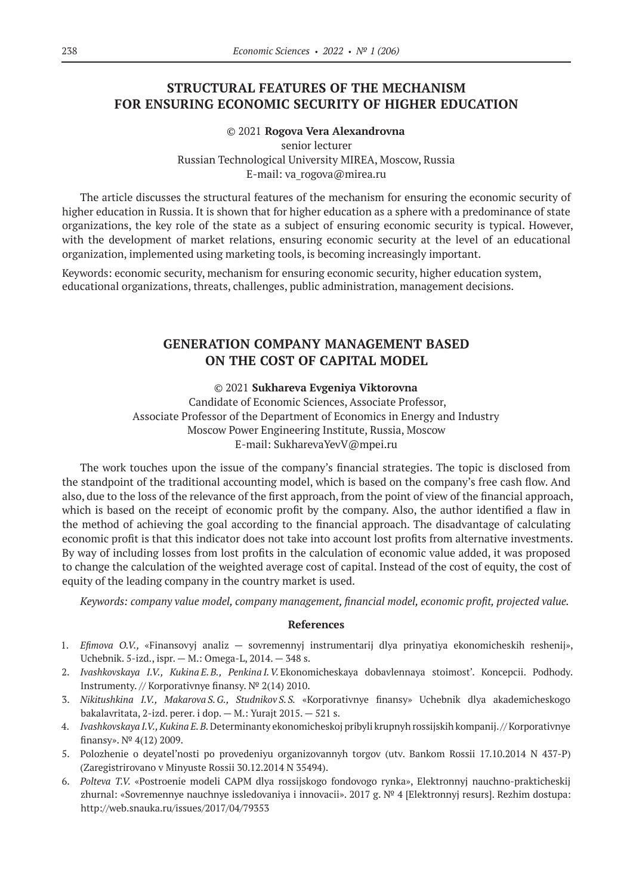## STRUCTURAL FEATURES OF THE MECHANISM FOR ENSURING ECONOMIC SECURITY OF HIGHER EDUCATION

© 2021 **Rogova Vera Alexandrovna**
senior lecturer
Russian Technological University MIREA, Moscow, Russia
E-mail: va_rogova@mirea.ru

The article discusses the structural features of the mechanism for ensuring the economic security of higher education in Russia. It is shown that for higher education as a sphere with a predominance of state organizations, the key role of the state as a subject of ensuring economic security is typical. However, with the development of market relations, ensuring economic security at the level of an educational organization, implemented using marketing tools, is becoming increasingly important.

Keywords: economic security, mechanism for ensuring economic security, higher education system, educational organizations, threats, challenges, public administration, management decisions.

## GENERATION COMPANY MANAGEMENT BASED ON THE COST OF CAPITAL MODEL

© 2021 **Sukhareva Evgeniya Viktorovna**
Candidate of Economic Sciences, Associate Professor,
Associate Professor of the Department of Economics in Energy and Industry
Moscow Power Engineering Institute, Russia, Moscow
E-mail: SukharevaYevV@mpei.ru

The work touches upon the issue of the company's financial strategies. The topic is disclosed from the standpoint of the traditional accounting model, which is based on the company's free cash flow. And also, due to the loss of the relevance of the first approach, from the point of view of the financial approach, which is based on the receipt of economic profit by the company. Also, the author identified a flaw in the method of achieving the goal according to the financial approach. The disadvantage of calculating economic profit is that this indicator does not take into account lost profits from alternative investments. By way of including losses from lost profits in the calculation of economic value added, it was proposed to change the calculation of the weighted average cost of capital. Instead of the cost of equity, the cost of equity of the leading company in the country market is used.

*Keywords: company value model, company management, financial model, economic profit, projected value.*

### References

1. *Efimova O.V.,* «Finansovyj analiz — sovremennyj instrumentarij dlya prinyatiya ekonomicheskih reshenij», Uchebnik. 5-izd., ispr. — M.: Omega-L, 2014. — 348 s.
2. *Ivashkovskaya I.V., Kukina E.B., Penkina I.V.* Ekonomicheskaya dobavlennaya stoimost'. Koncepcii. Podhody. Instrumenty. // Korporativnye finansy. № 2(14) 2010.
3. *Nikitushkina I.V., Makarova S.G., Studnikov S.S.* «Korporativnye finansy» Uchebnik dlya akademicheskogo bakalavritata, 2-izd. perer. i dop. — M.: Yurajt 2015. — 521 s.
4. *Ivashkovskaya I.V., Kukina E.B.* Determinanty ekonomicheskoj pribyli krupnyh rossijskih kompanij. // Korporativnye finansy». № 4(12) 2009.
5. Polozhenie o deyatel'nosti po provedeniyu organizovannyh torgov (utv. Bankom Rossii 17.10.2014 N 437-P) (Zaregistrirovano v Minyuste Rossii 30.12.2014 N 35494).
6. *Polteva T.V.* «Postroenie modeli CAPM dlya rossijskogo fondovogo rynka», Elektronnyj nauchno-prakticheskij zhurnal: «Sovremennye nauchnye issledovaniya i innovacii». 2017 g. № 4 [Elektronnyj resurs]. Rezhim dostupa: http://web.snauka.ru/issues/2017/04/79353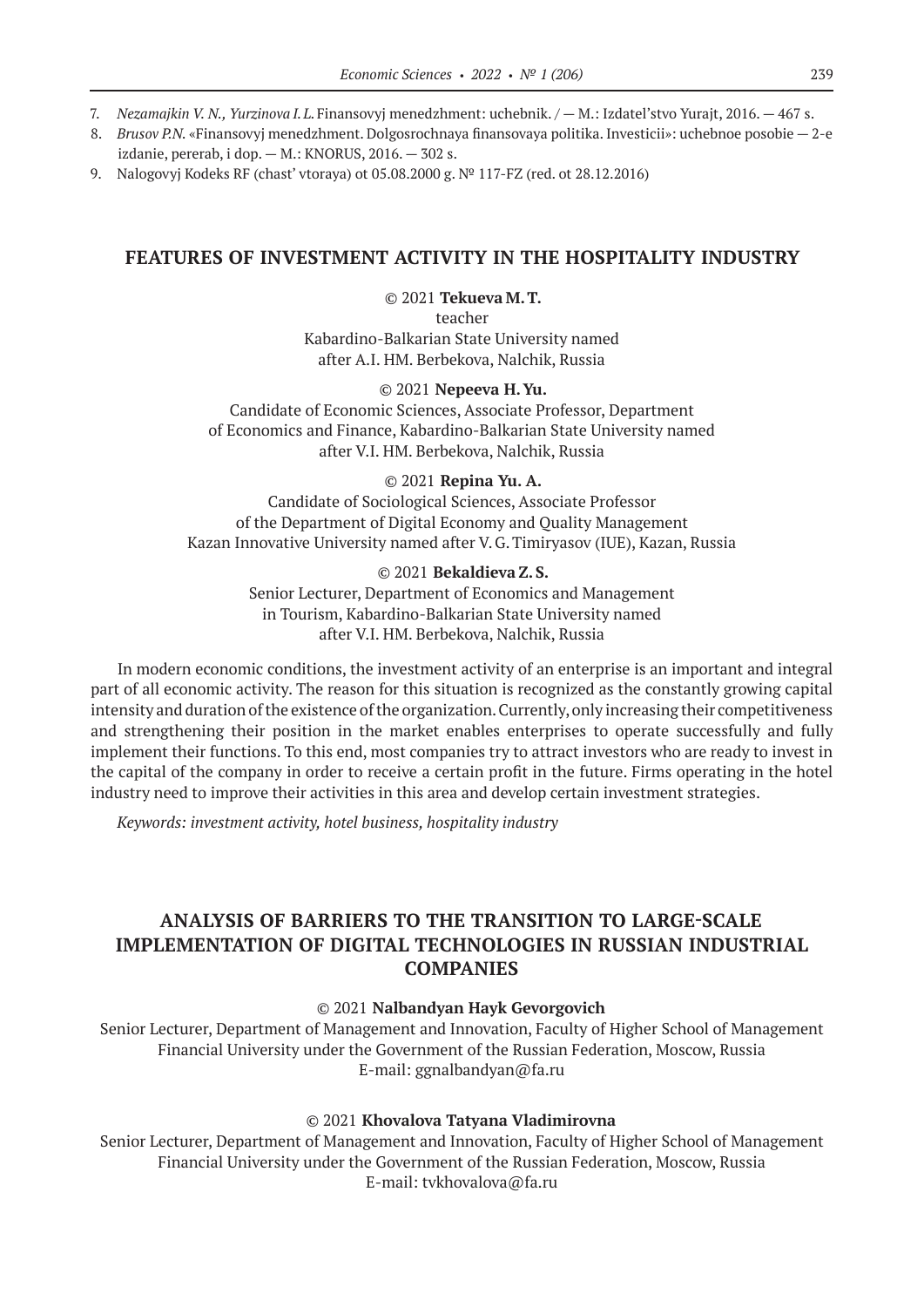7. *Nezamajkin V. N., Yurzinova I. L.* Finansovyj menedzhment: uchebnik. / — M.: Izdatel'stvo Yurajt, 2016. — 467 s.
8. *Brusov P.N.* «Finansovyj menedzhment. Dolgosrochnaya finansovaya politika. Investicii»: uchebnoe posobie — 2-e izdanie, pererab, i dop. — M.: KNORUS, 2016. — 302 s.
9. Nalogovyj Kodeks RF (chast' vtoraya) ot 05.08.2000 g. № 117-FZ (red. ot 28.12.2016)

## FEATURES OF INVESTMENT ACTIVITY IN THE HOSPITALITY INDUSTRY

© 2021 **Tekueva M. T.**
teacher
Kabardino-Balkarian State University named after A.I. HM. Berbekova, Nalchik, Russia

© 2021 **Nepeeva H. Yu.**
Candidate of Economic Sciences, Associate Professor, Department of Economics and Finance, Kabardino-Balkarian State University named after V.I. HM. Berbekova, Nalchik, Russia

© 2021 **Repina Yu. A.**
Candidate of Sociological Sciences, Associate Professor of the Department of Digital Economy and Quality Management Kazan Innovative University named after V. G. Timiryasov (IUE), Kazan, Russia

© 2021 **Bekaldieva Z. S.**
Senior Lecturer, Department of Economics and Management in Tourism, Kabardino-Balkarian State University named after V.I. HM. Berbekova, Nalchik, Russia

In modern economic conditions, the investment activity of an enterprise is an important and integral part of all economic activity. The reason for this situation is recognized as the constantly growing capital intensity and duration of the existence of the organization. Currently, only increasing their competitiveness and strengthening their position in the market enables enterprises to operate successfully and fully implement their functions. To this end, most companies try to attract investors who are ready to invest in the capital of the company in order to receive a certain profit in the future. Firms operating in the hotel industry need to improve their activities in this area and develop certain investment strategies.

*Keywords: investment activity, hotel business, hospitality industry*

## ANALYSIS OF BARRIERS TO THE TRANSITION TO LARGE-SCALE IMPLEMENTATION OF DIGITAL TECHNOLOGIES IN RUSSIAN INDUSTRIAL COMPANIES

© 2021 **Nalbandyan Hayk Gevorgovich**
Senior Lecturer, Department of Management and Innovation, Faculty of Higher School of Management Financial University under the Government of the Russian Federation, Moscow, Russia
E-mail: ggnalbandyan@fa.ru

© 2021 **Khovalova Tatyana Vladimirovna**
Senior Lecturer, Department of Management and Innovation, Faculty of Higher School of Management Financial University under the Government of the Russian Federation, Moscow, Russia
E-mail: tvkhovalova@fa.ru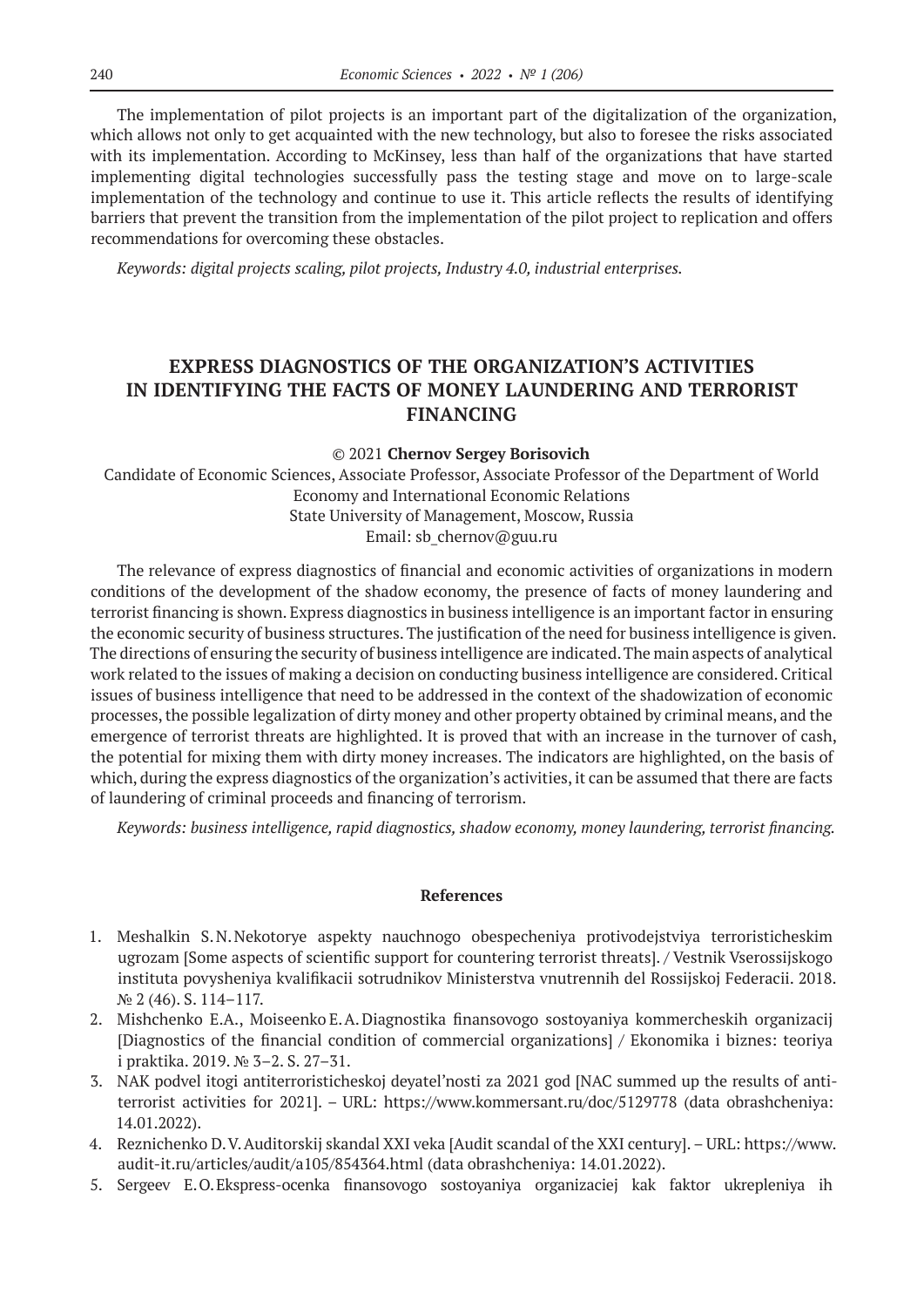The implementation of pilot projects is an important part of the digitalization of the organization, which allows not only to get acquainted with the new technology, but also to foresee the risks associated with its implementation. According to McKinsey, less than half of the organizations that have started implementing digital technologies successfully pass the testing stage and move on to large-scale implementation of the technology and continue to use it. This article reflects the results of identifying barriers that prevent the transition from the implementation of the pilot project to replication and offers recommendations for overcoming these obstacles.

*Keywords: digital projects scaling, pilot projects, Industry 4.0, industrial enterprises.*

## EXPRESS DIAGNOSTICS OF THE ORGANIZATION'S ACTIVITIES IN IDENTIFYING THE FACTS OF MONEY LAUNDERING AND TERRORIST FINANCING

© 2021 **Chernov Sergey Borisovich**

Candidate of Economic Sciences, Associate Professor, Associate Professor of the Department of World Economy and International Economic Relations
State University of Management, Moscow, Russia
Email: sb_chernov@guu.ru

The relevance of express diagnostics of financial and economic activities of organizations in modern conditions of the development of the shadow economy, the presence of facts of money laundering and terrorist financing is shown. Express diagnostics in business intelligence is an important factor in ensuring the economic security of business structures. The justification of the need for business intelligence is given. The directions of ensuring the security of business intelligence are indicated. The main aspects of analytical work related to the issues of making a decision on conducting business intelligence are considered. Critical issues of business intelligence that need to be addressed in the context of the shadowization of economic processes, the possible legalization of dirty money and other property obtained by criminal means, and the emergence of terrorist threats are highlighted. It is proved that with an increase in the turnover of cash, the potential for mixing them with dirty money increases. The indicators are highlighted, on the basis of which, during the express diagnostics of the organization's activities, it can be assumed that there are facts of laundering of criminal proceeds and financing of terrorism.

*Keywords: business intelligence, rapid diagnostics, shadow economy, money laundering, terrorist financing.*

### References

1. Meshalkin S.N. Nekotorye aspekty nauchnogo obespecheniya protivodejstviya terroristicheskim ugrozam [Some aspects of scientific support for countering terrorist threats]. / Vestnik Vserossijskogo instituta povysheniya kvalifikacii sotrudnikov Ministerstva vnutrennih del Rossijskoj Federacii. 2018. № 2 (46). S. 114–117.
2. Mishchenko E.A., Moiseenko E.A. Diagnostika finansovogo sostoyaniya kommercheskih organizacij [Diagnostics of the financial condition of commercial organizations] / Ekonomika i biznes: teoriya i praktika. 2019. № 3–2. S. 27–31.
3. NAK podvel itogi antiterroristicheskoj deyatel'nosti za 2021 god [NAC summed up the results of anti-terrorist activities for 2021]. – URL: https://www.kommersant.ru/doc/5129778 (data obrashcheniya: 14.01.2022).
4. Reznichenko D.V. Auditorskij skandal XXI veka [Audit scandal of the XXI century]. – URL: https://www.audit-it.ru/articles/audit/a105/854364.html (data obrashcheniya: 14.01.2022).
5. Sergeev E.O. Ekspress-ocenka finansovogo sostoyaniya organizaciej kak faktor ukrepleniya ih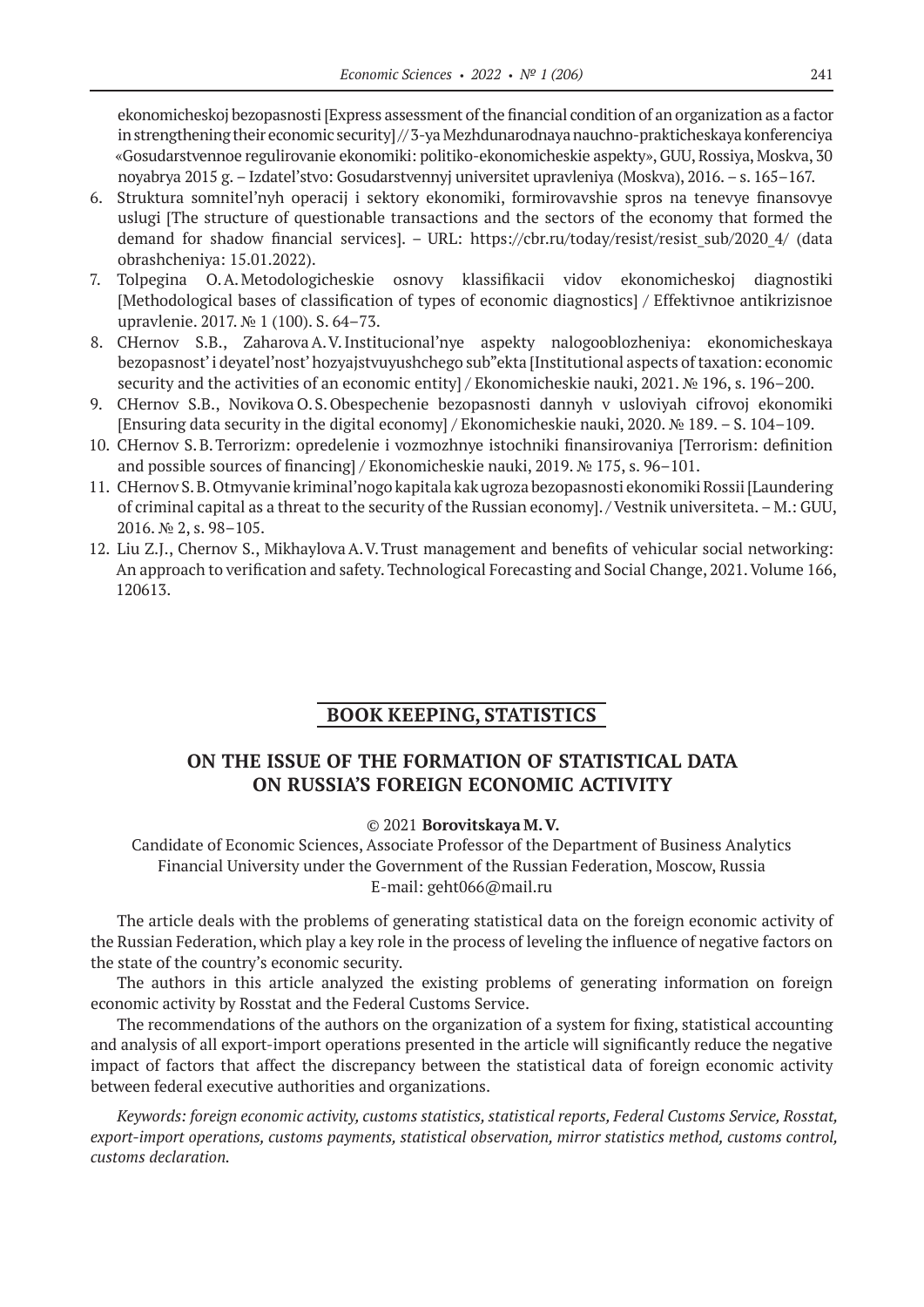ekonomicheskoj bezopasnosti [Express assessment of the financial condition of an organization as a factor in strengthening their economic security] // 3-ya Mezhdunarodnaya nauchno-prakticheskaya konferenciya «Gosudarstvennoe regulirovanie ekonomiki: politiko-ekonomicheskie aspekty», GUU, Rossiya, Moskva, 30 noyabrya 2015 g. – Izdatel'stvo: Gosudarstvennyj universitet upravleniya (Moskva), 2016. – s. 165–167.

6. Struktura somnitel'nyh operacij i sektory ekonomiki, formirovavshie spros na tenevye finansovye uslugi [The structure of questionable transactions and the sectors of the economy that formed the demand for shadow financial services]. – URL: https://cbr.ru/today/resist/resist_sub/2020_4/ (data obrashcheniya: 15.01.2022).
7. Tolpegina O. A. Metodologicheskie osnovy klassifikacii vidov ekonomicheskoj diagnostiki [Methodological bases of classification of types of economic diagnostics] / Effektivnoe antikrizisnoe upravlenie. 2017. № 1 (100). S. 64–73.
8. CHernov S.B., Zaharova A. V. Institucional'nye aspekty nalogooblozheniya: ekonomicheskaya bezopasnost' i deyatel'nost' hozyajstvuyushchego sub"ekta [Institutional aspects of taxation: economic security and the activities of an economic entity] / Ekonomicheskie nauki, 2021. № 196, s. 196–200.
9. CHernov S.B., Novikova O. S. Obespechenie bezopasnosti dannyh v usloviyah cifrovoj ekonomiki [Ensuring data security in the digital economy] / Ekonomicheskie nauki, 2020. № 189. – S. 104–109.
10. CHernov S. B. Terrorizm: opredelenie i vozmozhnye istochniki finansirovaniya [Terrorism: definition and possible sources of financing] / Ekonomicheskie nauki, 2019. № 175, s. 96–101.
11. CHernov S. B. Otmyvanie kriminal'nogo kapitala kak ugroza bezopasnosti ekonomiki Rossii [Laundering of criminal capital as a threat to the security of the Russian economy]. / Vestnik universiteta. – M.: GUU, 2016. № 2, s. 98–105.
12. Liu Z.J., Chernov S., Mikhaylova A. V. Trust management and benefits of vehicular social networking: An approach to verification and safety. Technological Forecasting and Social Change, 2021. Volume 166, 120613.

## BOOK KEEPING, STATISTICS

# ON THE ISSUE OF THE FORMATION OF STATISTICAL DATA ON RUSSIA'S FOREIGN ECONOMIC ACTIVITY

© 2021 **Borovitskaya M. V.**

Candidate of Economic Sciences, Associate Professor of the Department of Business Analytics
Financial University under the Government of the Russian Federation, Moscow, Russia
E-mail: geht066@mail.ru

The article deals with the problems of generating statistical data on the foreign economic activity of the Russian Federation, which play a key role in the process of leveling the influence of negative factors on the state of the country's economic security.

The authors in this article analyzed the existing problems of generating information on foreign economic activity by Rosstat and the Federal Customs Service.

The recommendations of the authors on the organization of a system for fixing, statistical accounting and analysis of all export-import operations presented in the article will significantly reduce the negative impact of factors that affect the discrepancy between the statistical data of foreign economic activity between federal executive authorities and organizations.

*Keywords: foreign economic activity, customs statistics, statistical reports, Federal Customs Service, Rosstat, export-import operations, customs payments, statistical observation, mirror statistics method, customs control, customs declaration.*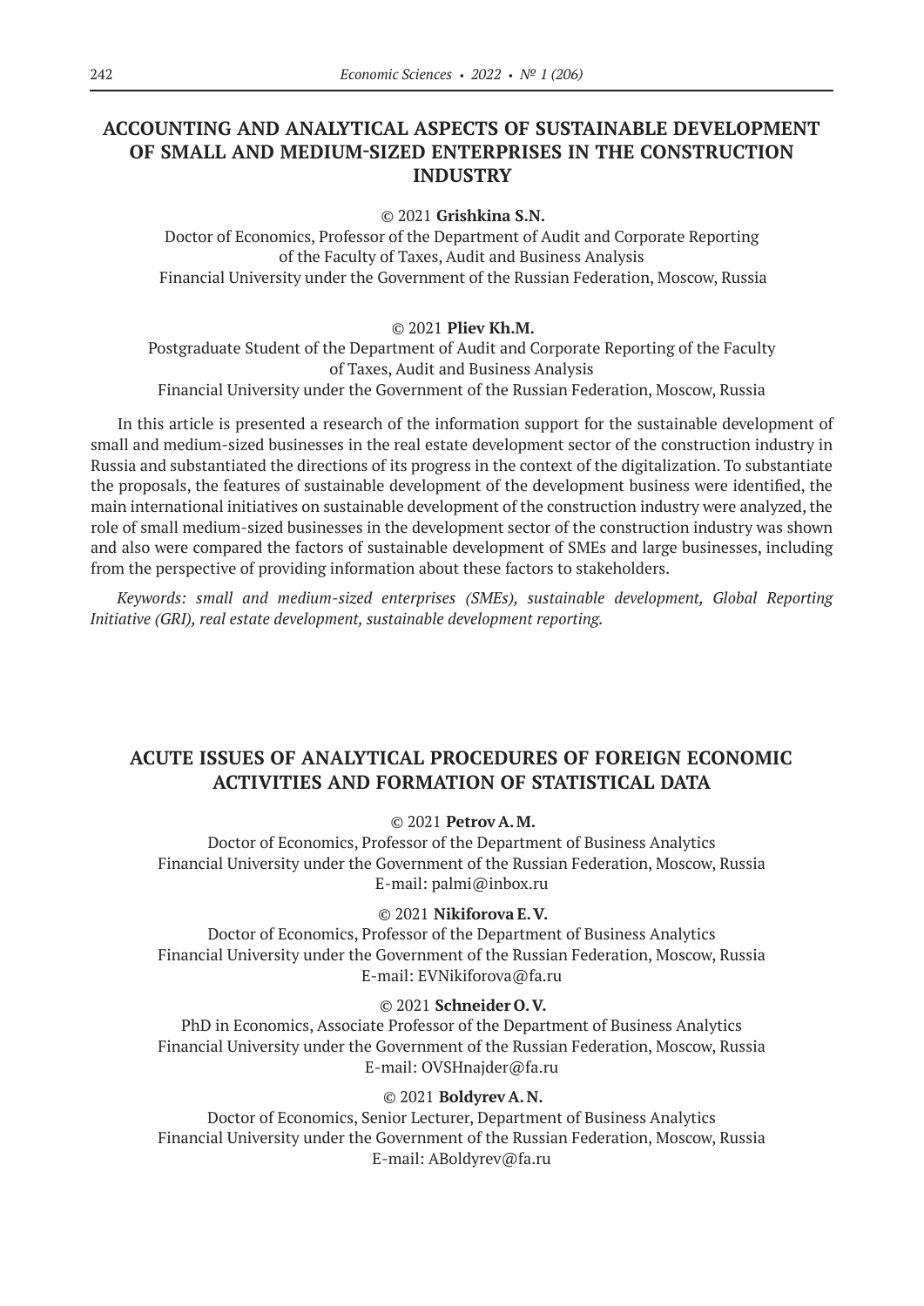## ACCOUNTING AND ANALYTICAL ASPECTS OF SUSTAINABLE DEVELOPMENT OF SMALL AND MEDIUM-SIZED ENTERPRISES IN THE CONSTRUCTION INDUSTRY

© 2021 **Grishkina S.N.**

Doctor of Economics, Professor of the Department of Audit and Corporate Reporting of the Faculty of Taxes, Audit and Business Analysis
Financial University under the Government of the Russian Federation, Moscow, Russia

© 2021 **Pliev Kh.M.**

Postgraduate Student of the Department of Audit and Corporate Reporting of the Faculty of Taxes, Audit and Business Analysis
Financial University under the Government of the Russian Federation, Moscow, Russia

In this article is presented a research of the information support for the sustainable development of small and medium-sized businesses in the real estate development sector of the construction industry in Russia and substantiated the directions of its progress in the context of the digitalization. To substantiate the proposals, the features of sustainable development of the development business were identified, the main international initiatives on sustainable development of the construction industry were analyzed, the role of small medium-sized businesses in the development sector of the construction industry was shown and also were compared the factors of sustainable development of SMEs and large businesses, including from the perspective of providing information about these factors to stakeholders.

*Keywords: small and medium-sized enterprises (SMEs), sustainable development, Global Reporting Initiative (GRI), real estate development, sustainable development reporting.*

## ACUTE ISSUES OF ANALYTICAL PROCEDURES OF FOREIGN ECONOMIC ACTIVITIES AND FORMATION OF STATISTICAL DATA

© 2021 **Petrov A. M.**

Doctor of Economics, Professor of the Department of Business Analytics
Financial University under the Government of the Russian Federation, Moscow, Russia
E-mail: palmi@inbox.ru

© 2021 **Nikiforova E. V.**

Doctor of Economics, Professor of the Department of Business Analytics
Financial University under the Government of the Russian Federation, Moscow, Russia
E-mail: EVNikiforova@fa.ru

© 2021 **Schneider O. V.**

PhD in Economics, Associate Professor of the Department of Business Analytics
Financial University under the Government of the Russian Federation, Moscow, Russia
E-mail: OVSHnajder@fa.ru

© 2021 **Boldyrev A. N.**

Doctor of Economics, Senior Lecturer, Department of Business Analytics
Financial University under the Government of the Russian Federation, Moscow, Russia
E-mail: ABoldyrev@fa.ru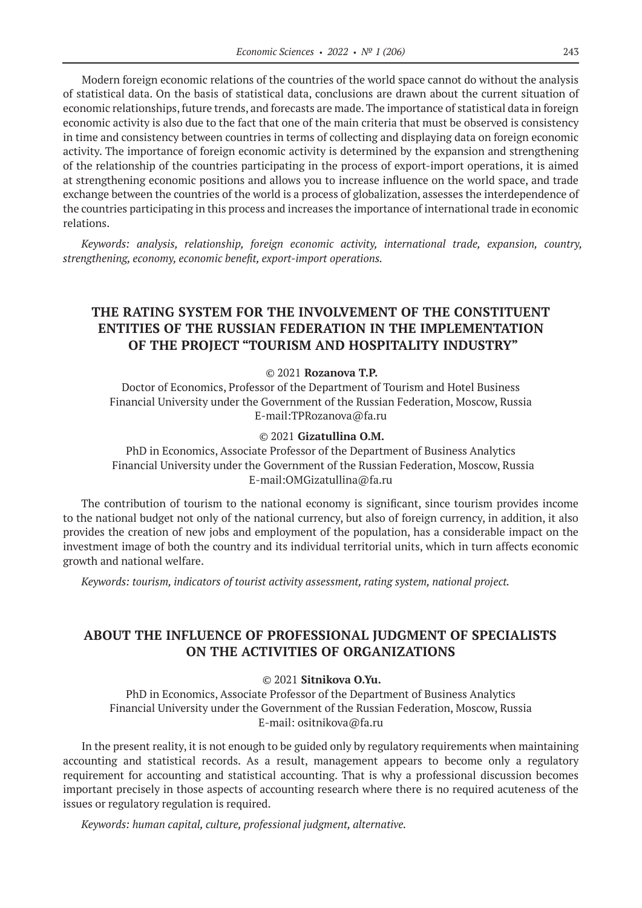Modern foreign economic relations of the countries of the world space cannot do without the analysis of statistical data. On the basis of statistical data, conclusions are drawn about the current situation of economic relationships, future trends, and forecasts are made. The importance of statistical data in foreign economic activity is also due to the fact that one of the main criteria that must be observed is consistency in time and consistency between countries in terms of collecting and displaying data on foreign economic activity. The importance of foreign economic activity is determined by the expansion and strengthening of the relationship of the countries participating in the process of export-import operations, it is aimed at strengthening economic positions and allows you to increase influence on the world space, and trade exchange between the countries of the world is a process of globalization, assesses the interdependence of the countries participating in this process and increases the importance of international trade in economic relations.

*Keywords: analysis, relationship, foreign economic activity, international trade, expansion, country, strengthening, economy, economic benefit, export-import operations.*

## THE RATING SYSTEM FOR THE INVOLVEMENT OF THE CONSTITUENT ENTITIES OF THE RUSSIAN FEDERATION IN THE IMPLEMENTATION OF THE PROJECT "TOURISM AND HOSPITALITY INDUSTRY"

© 2021 **Rozanova T.P.**

Doctor of Economics, Professor of the Department of Tourism and Hotel Business
Financial University under the Government of the Russian Federation, Moscow, Russia
E-mail:TPRozanova@fa.ru

© 2021 **Gizatullina O.M.**

PhD in Economics, Associate Professor of the Department of Business Analytics
Financial University under the Government of the Russian Federation, Moscow, Russia
E-mail:OMGizatullina@fa.ru

The contribution of tourism to the national economy is significant, since tourism provides income to the national budget not only of the national currency, but also of foreign currency, in addition, it also provides the creation of new jobs and employment of the population, has a considerable impact on the investment image of both the country and its individual territorial units, which in turn affects economic growth and national welfare.

*Keywords: tourism, indicators of tourist activity assessment, rating system, national project.*

## ABOUT THE INFLUENCE OF PROFESSIONAL JUDGMENT OF SPECIALISTS ON THE ACTIVITIES OF ORGANIZATIONS

© 2021 **Sitnikova O.Yu.**

PhD in Economics, Associate Professor of the Department of Business Analytics
Financial University under the Government of the Russian Federation, Moscow, Russia
E-mail: ositnikova@fa.ru

In the present reality, it is not enough to be guided only by regulatory requirements when maintaining accounting and statistical records. As a result, management appears to become only a regulatory requirement for accounting and statistical accounting. That is why a professional discussion becomes important precisely in those aspects of accounting research where there is no required acuteness of the issues or regulatory regulation is required.

*Keywords: human capital, culture, professional judgment, alternative.*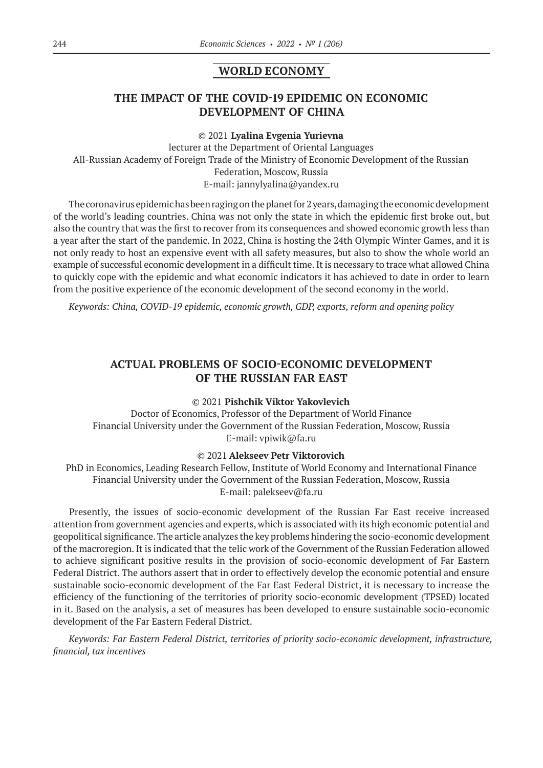## WORLD ECONOMY

### THE IMPACT OF THE COVID-19 EPIDEMIC ON ECONOMIC DEVELOPMENT OF CHINA

© 2021 **Lyalina Evgenia Yurievna**

lecturer at the Department of Oriental Languages
All-Russian Academy of Foreign Trade of the Ministry of Economic Development of the Russian Federation, Moscow, Russia
E-mail: jannylyalina@yandex.ru

The coronavirus epidemic has been raging on the planet for 2 years, damaging the economic development of the world's leading countries. China was not only the state in which the epidemic first broke out, but also the country that was the first to recover from its consequences and showed economic growth less than a year after the start of the pandemic. In 2022, China is hosting the 24th Olympic Winter Games, and it is not only ready to host an expensive event with all safety measures, but also to show the whole world an example of successful economic development in a difficult time. It is necessary to trace what allowed China to quickly cope with the epidemic and what economic indicators it has achieved to date in order to learn from the positive experience of the economic development of the second economy in the world.

*Keywords: China, COVID-19 epidemic, economic growth, GDP, exports, reform and opening policy*

### ACTUAL PROBLEMS OF SOCIO-ECONOMIC DEVELOPMENT OF THE RUSSIAN FAR EAST

© 2021 **Pishchik Viktor Yakovlevich**

Doctor of Economics, Professor of the Department of World Finance
Financial University under the Government of the Russian Federation, Moscow, Russia
E-mail: vpiwik@fa.ru

© 2021 **Alekseev Petr Viktorovich**

PhD in Economics, Leading Research Fellow, Institute of World Economy and International Finance
Financial University under the Government of the Russian Federation, Moscow, Russia
E-mail: palekseev@fa.ru

Presently, the issues of socio-economic development of the Russian Far East receive increased attention from government agencies and experts, which is associated with its high economic potential and geopolitical significance. The article analyzes the key problems hindering the socio-economic development of the macroregion. It is indicated that the telic work of the Government of the Russian Federation allowed to achieve significant positive results in the provision of socio-economic development of Far Eastern Federal District. The authors assert that in order to effectively develop the economic potential and ensure sustainable socio-economic development of the Far East Federal District, it is necessary to increase the efficiency of the functioning of the territories of priority socio-economic development (TPSED) located in it. Based on the analysis, a set of measures has been developed to ensure sustainable socio-economic development of the Far Eastern Federal District.

*Keywords: Far Eastern Federal District, territories of priority socio-economic development, infrastructure, financial, tax incentives*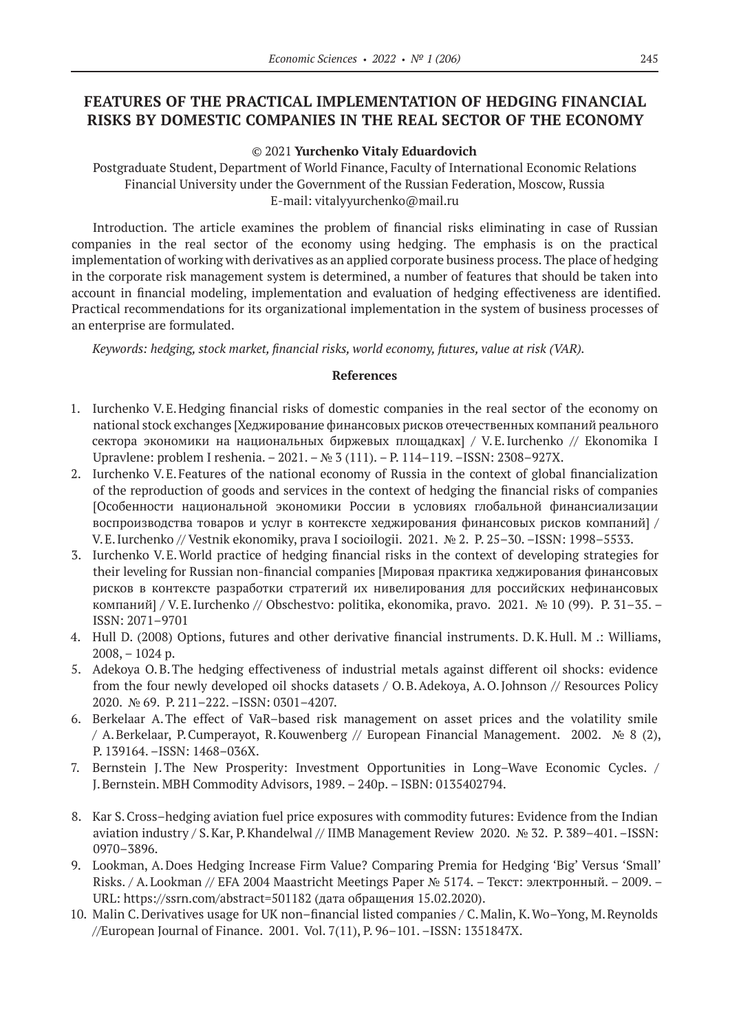# FEATURES OF THE PRACTICAL IMPLEMENTATION OF HEDGING FINANCIAL RISKS BY DOMESTIC COMPANIES IN THE REAL SECTOR OF THE ECONOMY

© 2021 **Yurchenko Vitaly Eduardovich**

Postgraduate Student, Department of World Finance, Faculty of International Economic Relations
Financial University under the Government of the Russian Federation, Moscow, Russia
E-mail: vitalyyurchenko@mail.ru

Introduction. The article examines the problem of financial risks eliminating in case of Russian companies in the real sector of the economy using hedging. The emphasis is on the practical implementation of working with derivatives as an applied corporate business process. The place of hedging in the corporate risk management system is determined, a number of features that should be taken into account in financial modeling, implementation and evaluation of hedging effectiveness are identified. Practical recommendations for its organizational implementation in the system of business processes of an enterprise are formulated.

*Keywords: hedging, stock market, financial risks, world economy, futures, value at risk (VAR).*

**References**

1. Iurchenko V.E. Hedging financial risks of domestic companies in the real sector of the economy on national stock exchanges [Хеджирование финансовых рисков отечественных компаний реального сектора экономики на национальных биржевых площадках] / V.E. Iurchenko // Ekonomika I Upravlene: problem I reshenia. – 2021. – № 3 (111). – P. 114–119. –ISSN: 2308–927X.
2. Iurchenko V.E. Features of the national economy of Russia in the context of global financialization of the reproduction of goods and services in the context of hedging the financial risks of companies [Особенности национальной экономики России в условиях глобальной финансиализации воспроизводства товаров и услуг в контексте хеджирования финансовых рисков компаний] / V.E. Iurchenko // Vestnik ekonomiky, prava I socioilogii. 2021. № 2. P. 25–30. –ISSN: 1998–5533.
3. Iurchenko V.E. World practice of hedging financial risks in the context of developing strategies for their leveling for Russian non-financial companies [Мировая практика хеджирования финансовых рисков в контексте разработки стратегий их нивелирования для российских нефинансовых компаний] / V.E. Iurchenko // Obschestvo: politika, ekonomika, pravo. 2021. № 10 (99). P. 31–35. – ISSN: 2071–9701
4. Hull D. (2008) Options, futures and other derivative financial instruments. D.K. Hull. M .: Williams, 2008, – 1024 p.
5. Adekoya O.B. The hedging effectiveness of industrial metals against different oil shocks: evidence from the four newly developed oil shocks datasets / O.B. Adekoya, A.O. Johnson // Resources Policy 2020. № 69. P. 211–222. –ISSN: 0301–4207.
6. Berkelaar A. The effect of VaR–based risk management on asset prices and the volatility smile / A. Berkelaar, P. Cumperayot, R. Kouwenberg // European Financial Management. 2002. № 8 (2), P. 139164. –ISSN: 1468–036X.
7. Bernstein J. The New Prosperity: Investment Opportunities in Long–Wave Economic Cycles. / J. Bernstein. MBH Commodity Advisors, 1989. – 240p. – ISBN: 0135402794.
8. Kar S. Cross–hedging aviation fuel price exposures with commodity futures: Evidence from the Indian aviation industry / S. Kar, P. Khandelwal // IIMB Management Review 2020. № 32. P. 389–401. –ISSN: 0970–3896.
9. Lookman, A. Does Hedging Increase Firm Value? Comparing Premia for Hedging 'Big' Versus 'Small' Risks. / A. Lookman // EFA 2004 Maastricht Meetings Paper № 5174. – Текст: электронный. – 2009. – URL: https://ssrn.com/abstract=501182 (дата обращения 15.02.2020).
10. Malin C. Derivatives usage for UK non–financial listed companies / C. Malin, K. Wo–Yong, M. Reynolds //European Journal of Finance. 2001. Vol. 7(11), P. 96–101. –ISSN: 1351847X.